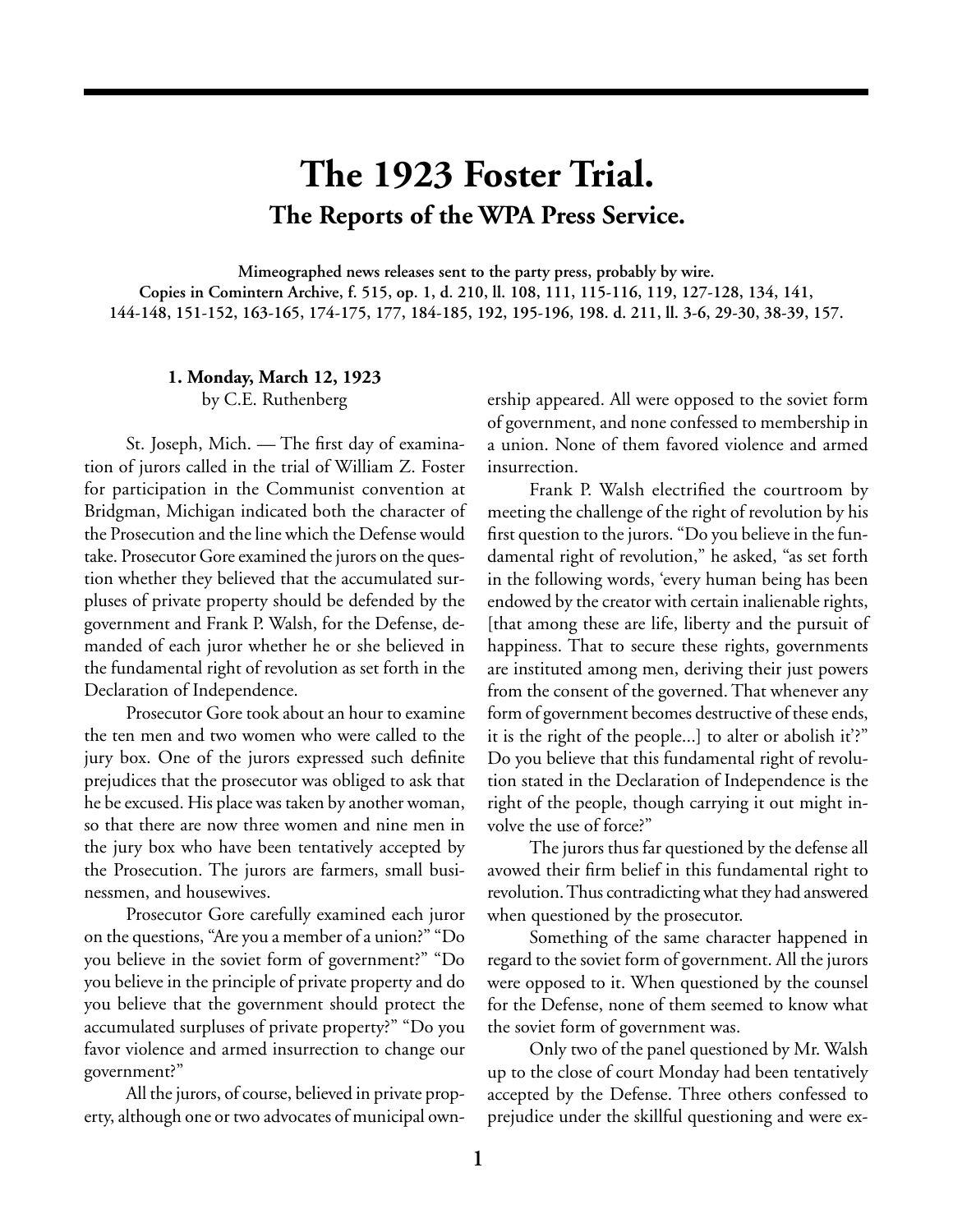# The 1923 Foster Trial.

## The Reports of the WPA Press Service.

**Mimeographed news releases sent to the party press, probably by wire.**
**Copies in Comintern Archive, f. 515, op. 1, d. 210, ll. 108, 111, 115-116, 119, 127-128, 134, 141, 144-148, 151-152, 163-165, 174-175, 177, 184-185, 192, 195-196, 198. d. 211, ll. 3-6, 29-30, 38-39, 157.**

### 1. Monday, March 12, 1923

by C.E. Ruthenberg

St. Joseph, Mich. — The first day of examination of jurors called in the trial of William Z. Foster for participation in the Communist convention at Bridgman, Michigan indicated both the character of the Prosecution and the line which the Defense would take. Prosecutor Gore examined the jurors on the question whether they believed that the accumulated surpluses of private property should be defended by the government and Frank P. Walsh, for the Defense, demanded of each juror whether he or she believed in the fundamental right of revolution as set forth in the Declaration of Independence.

Prosecutor Gore took about an hour to examine the ten men and two women who were called to the jury box. One of the jurors expressed such definite prejudices that the prosecutor was obliged to ask that he be excused. His place was taken by another woman, so that there are now three women and nine men in the jury box who have been tentatively accepted by the Prosecution. The jurors are farmers, small businessmen, and housewives.

Prosecutor Gore carefully examined each juror on the questions, "Are you a member of a union?" "Do you believe in the soviet form of government?" "Do you believe in the principle of private property and do you believe that the government should protect the accumulated surpluses of private property?" "Do you favor violence and armed insurrection to change our government?"

All the jurors, of course, believed in private property, although one or two advocates of municipal ownership appeared. All were opposed to the soviet form of government, and none confessed to membership in a union. None of them favored violence and armed insurrection.

Frank P. Walsh electrified the courtroom by meeting the challenge of the right of revolution by his first question to the jurors. "Do you believe in the fundamental right of revolution," he asked, "as set forth in the following words, 'every human being has been endowed by the creator with certain inalienable rights, [that among these are life, liberty and the pursuit of happiness. That to secure these rights, governments are instituted among men, deriving their just powers from the consent of the governed. That whenever any form of government becomes destructive of these ends, it is the right of the people...] to alter or abolish it'?" Do you believe that this fundamental right of revolution stated in the Declaration of Independence is the right of the people, though carrying it out might involve the use of force?"

The jurors thus far questioned by the defense all avowed their firm belief in this fundamental right to revolution. Thus contradicting what they had answered when questioned by the prosecutor.

Something of the same character happened in regard to the soviet form of government. All the jurors were opposed to it. When questioned by the counsel for the Defense, none of them seemed to know what the soviet form of government was.

Only two of the panel questioned by Mr. Walsh up to the close of court Monday had been tentatively accepted by the Defense. Three others confessed to prejudice under the skillful questioning and were ex-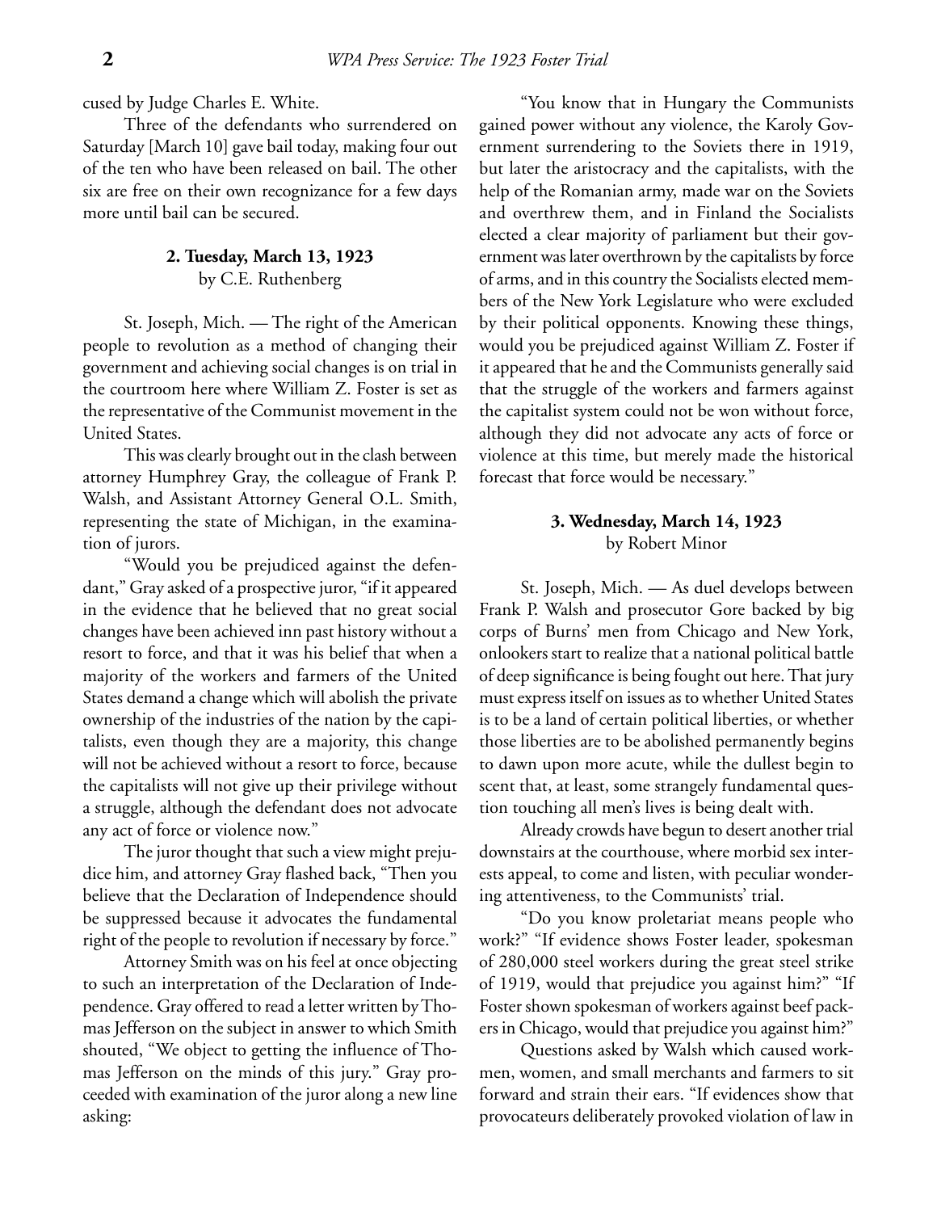cused by Judge Charles E. White.

Three of the defendants who surrendered on Saturday [March 10] gave bail today, making four out of the ten who have been released on bail. The other six are free on their own recognizance for a few days more until bail can be secured.

### 2. Tuesday, March 13, 1923

by C.E. Ruthenberg

St. Joseph, Mich. — The right of the American people to revolution as a method of changing their government and achieving social changes is on trial in the courtroom here where William Z. Foster is set as the representative of the Communist movement in the United States.

This was clearly brought out in the clash between attorney Humphrey Gray, the colleague of Frank P. Walsh, and Assistant Attorney General O.L. Smith, representing the state of Michigan, in the examination of jurors.

"Would you be prejudiced against the defendant," Gray asked of a prospective juror, "if it appeared in the evidence that he believed that no great social changes have been achieved inn past history without a resort to force, and that it was his belief that when a majority of the workers and farmers of the United States demand a change which will abolish the private ownership of the industries of the nation by the capitalists, even though they are a majority, this change will not be achieved without a resort to force, because the capitalists will not give up their privilege without a struggle, although the defendant does not advocate any act of force or violence now."

The juror thought that such a view might prejudice him, and attorney Gray flashed back, "Then you believe that the Declaration of Independence should be suppressed because it advocates the fundamental right of the people to revolution if necessary by force."

Attorney Smith was on his feel at once objecting to such an interpretation of the Declaration of Independence. Gray offered to read a letter written by Thomas Jefferson on the subject in answer to which Smith shouted, "We object to getting the influence of Thomas Jefferson on the minds of this jury." Gray proceeded with examination of the juror along a new line asking:

"You know that in Hungary the Communists gained power without any violence, the Karoly Government surrendering to the Soviets there in 1919, but later the aristocracy and the capitalists, with the help of the Romanian army, made war on the Soviets and overthrew them, and in Finland the Socialists elected a clear majority of parliament but their government was later overthrown by the capitalists by force of arms, and in this country the Socialists elected members of the New York Legislature who were excluded by their political opponents. Knowing these things, would you be prejudiced against William Z. Foster if it appeared that he and the Communists generally said that the struggle of the workers and farmers against the capitalist system could not be won without force, although they did not advocate any acts of force or violence at this time, but merely made the historical forecast that force would be necessary."

### 3. Wednesday, March 14, 1923

by Robert Minor

St. Joseph, Mich. — As duel develops between Frank P. Walsh and prosecutor Gore backed by big corps of Burns' men from Chicago and New York, onlookers start to realize that a national political battle of deep significance is being fought out here. That jury must express itself on issues as to whether United States is to be a land of certain political liberties, or whether those liberties are to be abolished permanently begins to dawn upon more acute, while the dullest begin to scent that, at least, some strangely fundamental question touching all men's lives is being dealt with.

Already crowds have begun to desert another trial downstairs at the courthouse, where morbid sex interests appeal, to come and listen, with peculiar wondering attentiveness, to the Communists' trial.

"Do you know proletariat means people who work?" "If evidence shows Foster leader, spokesman of 280,000 steel workers during the great steel strike of 1919, would that prejudice you against him?" "If Foster shown spokesman of workers against beef packers in Chicago, would that prejudice you against him?"

Questions asked by Walsh which caused workmen, women, and small merchants and farmers to sit forward and strain their ears. "If evidences show that provocateurs deliberately provoked violation of law in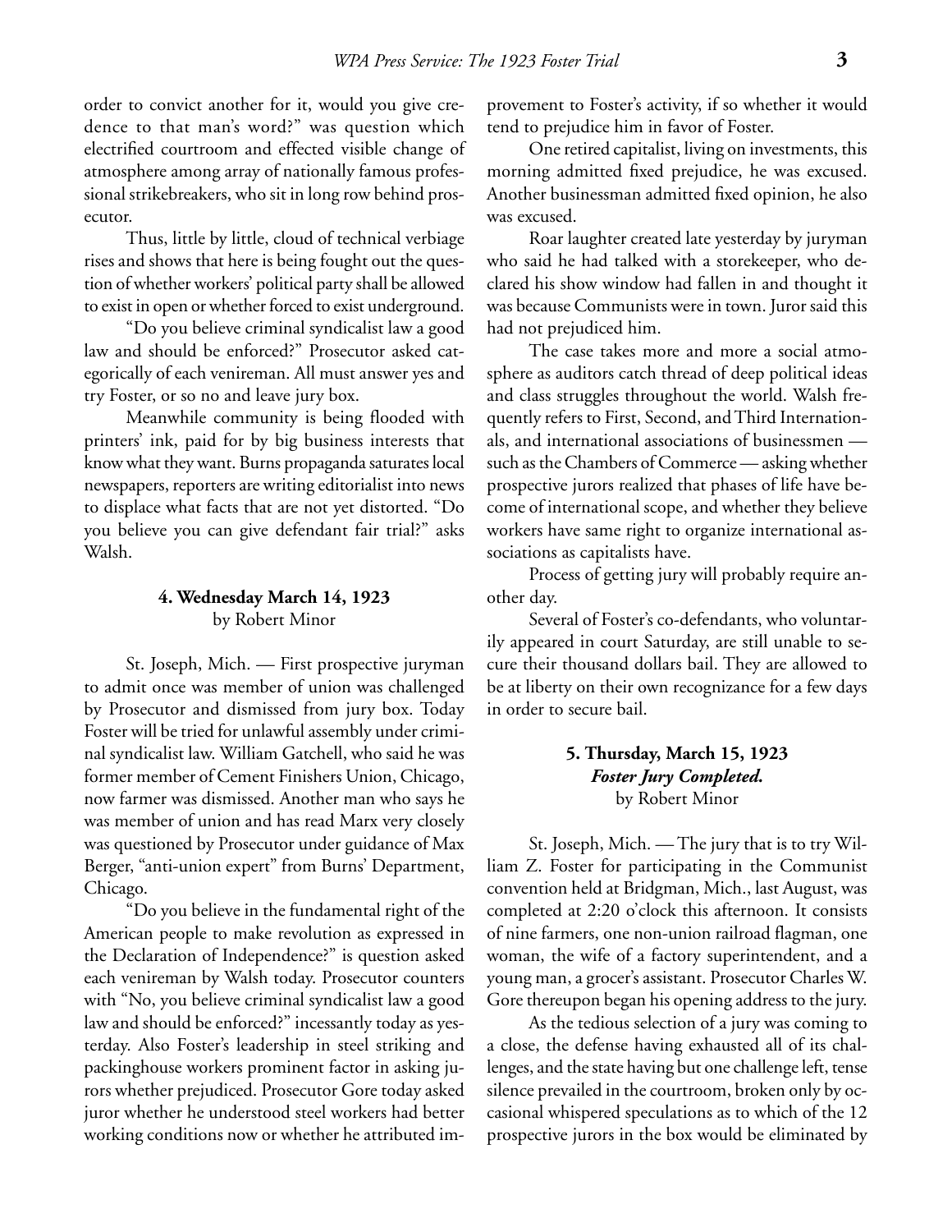order to convict another for it, would you give credence to that man's word?" was question which electrified courtroom and effected visible change of atmosphere among array of nationally famous professional strikebreakers, who sit in long row behind prosecutor.

Thus, little by little, cloud of technical verbiage rises and shows that here is being fought out the question of whether workers' political party shall be allowed to exist in open or whether forced to exist underground.

"Do you believe criminal syndicalist law a good law and should be enforced?" Prosecutor asked categorically of each venireman. All must answer yes and try Foster, or so no and leave jury box.

Meanwhile community is being flooded with printers' ink, paid for by big business interests that know what they want. Burns propaganda saturates local newspapers, reporters are writing editorialist into news to displace what facts that are not yet distorted. "Do you believe you can give defendant fair trial?" asks Walsh.

### 4. Wednesday March 14, 1923

by Robert Minor

St. Joseph, Mich. — First prospective juryman to admit once was member of union was challenged by Prosecutor and dismissed from jury box. Today Foster will be tried for unlawful assembly under criminal syndicalist law. William Gatchell, who said he was former member of Cement Finishers Union, Chicago, now farmer was dismissed. Another man who says he was member of union and has read Marx very closely was questioned by Prosecutor under guidance of Max Berger, "anti-union expert" from Burns' Department, Chicago.

"Do you believe in the fundamental right of the American people to make revolution as expressed in the Declaration of Independence?" is question asked each venireman by Walsh today. Prosecutor counters with "No, you believe criminal syndicalist law a good law and should be enforced?" incessantly today as yesterday. Also Foster's leadership in steel striking and packinghouse workers prominent factor in asking jurors whether prejudiced. Prosecutor Gore today asked juror whether he understood steel workers had better working conditions now or whether he attributed improvement to Foster's activity, if so whether it would tend to prejudice him in favor of Foster.

One retired capitalist, living on investments, this morning admitted fixed prejudice, he was excused. Another businessman admitted fixed opinion, he also was excused.

Roar laughter created late yesterday by juryman who said he had talked with a storekeeper, who declared his show window had fallen in and thought it was because Communists were in town. Juror said this had not prejudiced him.

The case takes more and more a social atmosphere as auditors catch thread of deep political ideas and class struggles throughout the world. Walsh frequently refers to First, Second, and Third Internationals, and international associations of businessmen — such as the Chambers of Commerce — asking whether prospective jurors realized that phases of life have become of international scope, and whether they believe workers have same right to organize international associations as capitalists have.

Process of getting jury will probably require another day.

Several of Foster's co-defendants, who voluntarily appeared in court Saturday, are still unable to secure their thousand dollars bail. They are allowed to be at liberty on their own recognizance for a few days in order to secure bail.

### 5. Thursday, March 15, 1923

***Foster Jury Completed.***

by Robert Minor

St. Joseph, Mich. — The jury that is to try William Z. Foster for participating in the Communist convention held at Bridgman, Mich., last August, was completed at 2:20 o'clock this afternoon. It consists of nine farmers, one non-union railroad flagman, one woman, the wife of a factory superintendent, and a young man, a grocer's assistant. Prosecutor Charles W. Gore thereupon began his opening address to the jury.

As the tedious selection of a jury was coming to a close, the defense having exhausted all of its challenges, and the state having but one challenge left, tense silence prevailed in the courtroom, broken only by occasional whispered speculations as to which of the 12 prospective jurors in the box would be eliminated by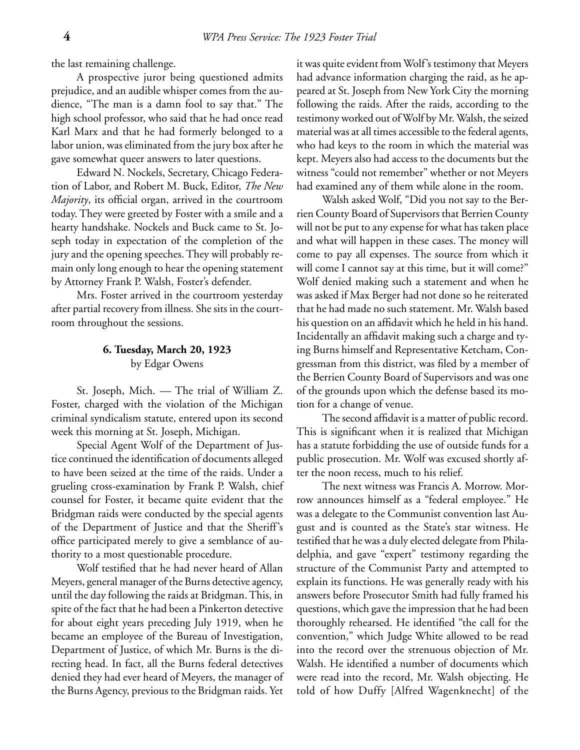the last remaining challenge.

A prospective juror being questioned admits prejudice, and an audible whisper comes from the audience, "The man is a damn fool to say that." The high school professor, who said that he had once read Karl Marx and that he had formerly belonged to a labor union, was eliminated from the jury box after he gave somewhat queer answers to later questions.

Edward N. Nockels, Secretary, Chicago Federation of Labor, and Robert M. Buck, Editor, *The New Majority*, its official organ, arrived in the courtroom today. They were greeted by Foster with a smile and a hearty handshake. Nockels and Buck came to St. Joseph today in expectation of the completion of the jury and the opening speeches. They will probably remain only long enough to hear the opening statement by Attorney Frank P. Walsh, Foster's defender.

Mrs. Foster arrived in the courtroom yesterday after partial recovery from illness. She sits in the courtroom throughout the sessions.

### 6. Tuesday, March 20, 1923

by Edgar Owens

St. Joseph, Mich. — The trial of William Z. Foster, charged with the violation of the Michigan criminal syndicalism statute, entered upon its second week this morning at St. Joseph, Michigan.

Special Agent Wolf of the Department of Justice continued the identification of documents alleged to have been seized at the time of the raids. Under a grueling cross-examination by Frank P. Walsh, chief counsel for Foster, it became quite evident that the Bridgman raids were conducted by the special agents of the Department of Justice and that the Sheriff's office participated merely to give a semblance of authority to a most questionable procedure.

Wolf testified that he had never heard of Allan Meyers, general manager of the Burns detective agency, until the day following the raids at Bridgman. This, in spite of the fact that he had been a Pinkerton detective for about eight years preceding July 1919, when he became an employee of the Bureau of Investigation, Department of Justice, of which Mr. Burns is the directing head. In fact, all the Burns federal detectives denied they had ever heard of Meyers, the manager of the Burns Agency, previous to the Bridgman raids. Yet it was quite evident from Wolf's testimony that Meyers had advance information charging the raid, as he appeared at St. Joseph from New York City the morning following the raids. After the raids, according to the testimony worked out of Wolf by Mr. Walsh, the seized material was at all times accessible to the federal agents, who had keys to the room in which the material was kept. Meyers also had access to the documents but the witness "could not remember" whether or not Meyers had examined any of them while alone in the room.

Walsh asked Wolf, "Did you not say to the Berrien County Board of Supervisors that Berrien County will not be put to any expense for what has taken place and what will happen in these cases. The money will come to pay all expenses. The source from which it will come I cannot say at this time, but it will come?" Wolf denied making such a statement and when he was asked if Max Berger had not done so he reiterated that he had made no such statement. Mr. Walsh based his question on an affidavit which he held in his hand. Incidentally an affidavit making such a charge and tying Burns himself and Representative Ketcham, Congressman from this district, was filed by a member of the Berrien County Board of Supervisors and was one of the grounds upon which the defense based its motion for a change of venue.

The second affidavit is a matter of public record. This is significant when it is realized that Michigan has a statute forbidding the use of outside funds for a public prosecution. Mr. Wolf was excused shortly after the noon recess, much to his relief.

The next witness was Francis A. Morrow. Morrow announces himself as a "federal employee." He was a delegate to the Communist convention last August and is counted as the State's star witness. He testified that he was a duly elected delegate from Philadelphia, and gave "expert" testimony regarding the structure of the Communist Party and attempted to explain its functions. He was generally ready with his answers before Prosecutor Smith had fully framed his questions, which gave the impression that he had been thoroughly rehearsed. He identified "the call for the convention," which Judge White allowed to be read into the record over the strenuous objection of Mr. Walsh. He identified a number of documents which were read into the record, Mr. Walsh objecting. He told of how Duffy [Alfred Wagenknecht] of the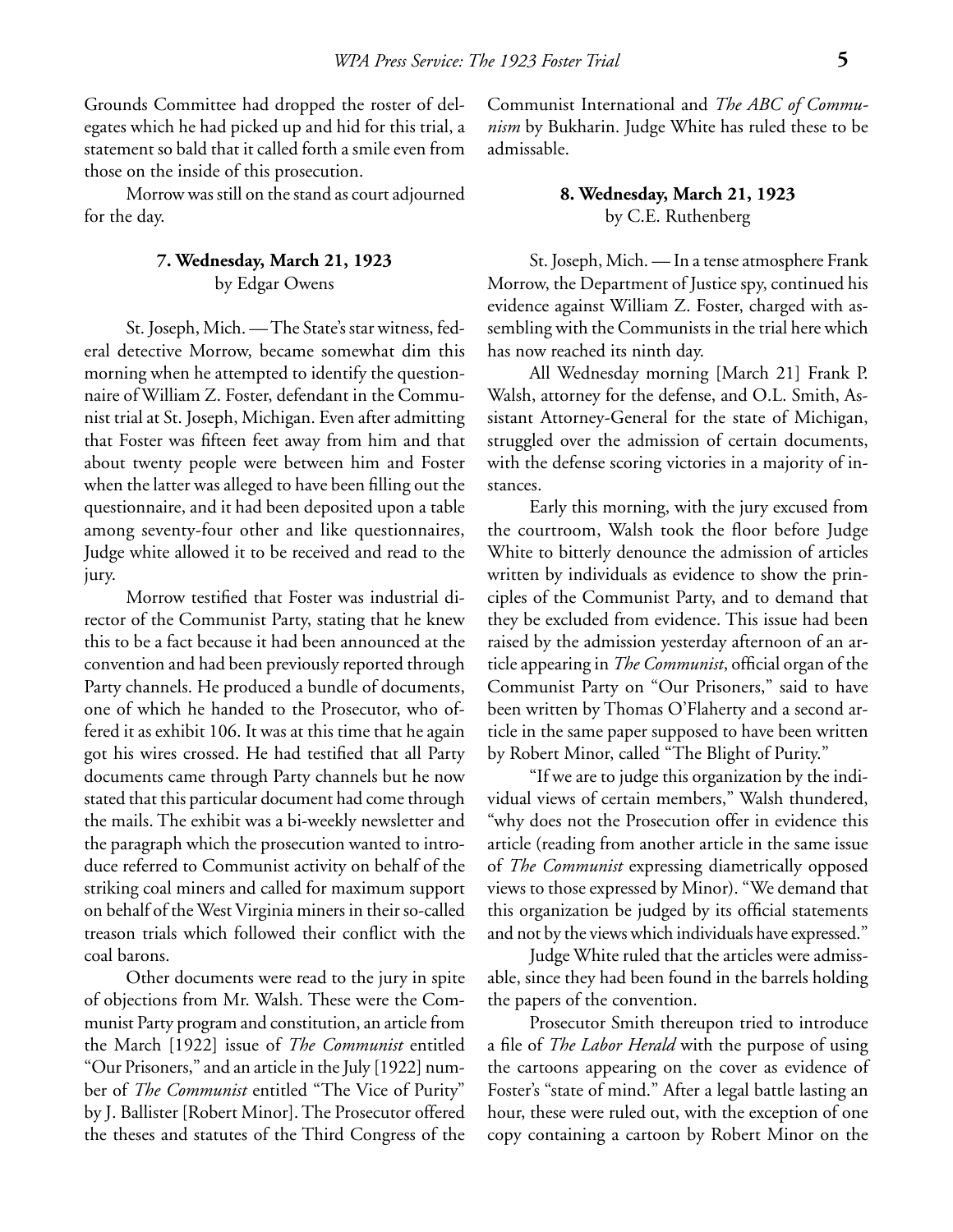Grounds Committee had dropped the roster of delegates which he had picked up and hid for this trial, a statement so bald that it called forth a smile even from those on the inside of this prosecution.

Morrow was still on the stand as court adjourned for the day.

### 7. Wednesday, March 21, 1923
by Edgar Owens

St. Joseph, Mich. — The State's star witness, federal detective Morrow, became somewhat dim this morning when he attempted to identify the questionnaire of William Z. Foster, defendant in the Communist trial at St. Joseph, Michigan. Even after admitting that Foster was fifteen feet away from him and that about twenty people were between him and Foster when the latter was alleged to have been filling out the questionnaire, and it had been deposited upon a table among seventy-four other and like questionnaires, Judge white allowed it to be received and read to the jury.

Morrow testified that Foster was industrial director of the Communist Party, stating that he knew this to be a fact because it had been announced at the convention and had been previously reported through Party channels. He produced a bundle of documents, one of which he handed to the Prosecutor, who offered it as exhibit 106. It was at this time that he again got his wires crossed. He had testified that all Party documents came through Party channels but he now stated that this particular document had come through the mails. The exhibit was a bi-weekly newsletter and the paragraph which the prosecution wanted to introduce referred to Communist activity on behalf of the striking coal miners and called for maximum support on behalf of the West Virginia miners in their so-called treason trials which followed their conflict with the coal barons.

Other documents were read to the jury in spite of objections from Mr. Walsh. These were the Communist Party program and constitution, an article from the March [1922] issue of *The Communist* entitled "Our Prisoners," and an article in the July [1922] number of *The Communist* entitled "The Vice of Purity" by J. Ballister [Robert Minor]. The Prosecutor offered the theses and statutes of the Third Congress of the Communist International and *The ABC of Communism* by Bukharin. Judge White has ruled these to be admissable.

### 8. Wednesday, March 21, 1923
by C.E. Ruthenberg

St. Joseph, Mich. — In a tense atmosphere Frank Morrow, the Department of Justice spy, continued his evidence against William Z. Foster, charged with assembling with the Communists in the trial here which has now reached its ninth day.

All Wednesday morning [March 21] Frank P. Walsh, attorney for the defense, and O.L. Smith, Assistant Attorney-General for the state of Michigan, struggled over the admission of certain documents, with the defense scoring victories in a majority of instances.

Early this morning, with the jury excused from the courtroom, Walsh took the floor before Judge White to bitterly denounce the admission of articles written by individuals as evidence to show the principles of the Communist Party, and to demand that they be excluded from evidence. This issue had been raised by the admission yesterday afternoon of an article appearing in *The Communist*, official organ of the Communist Party on "Our Prisoners," said to have been written by Thomas O'Flaherty and a second article in the same paper supposed to have been written by Robert Minor, called "The Blight of Purity."

"If we are to judge this organization by the individual views of certain members," Walsh thundered, "why does not the Prosecution offer in evidence this article (reading from another article in the same issue of *The Communist* expressing diametrically opposed views to those expressed by Minor). "We demand that this organization be judged by its official statements and not by the views which individuals have expressed."

Judge White ruled that the articles were admissable, since they had been found in the barrels holding the papers of the convention.

Prosecutor Smith thereupon tried to introduce a file of *The Labor Herald* with the purpose of using the cartoons appearing on the cover as evidence of Foster's "state of mind." After a legal battle lasting an hour, these were ruled out, with the exception of one copy containing a cartoon by Robert Minor on the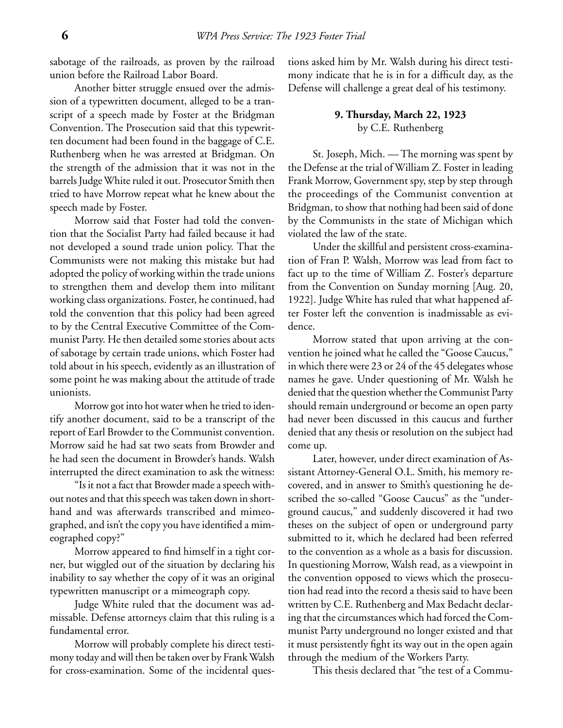sabotage of the railroads, as proven by the railroad union before the Railroad Labor Board.

Another bitter struggle ensued over the admission of a typewritten document, alleged to be a transcript of a speech made by Foster at the Bridgman Convention. The Prosecution said that this typewritten document had been found in the baggage of C.E. Ruthenberg when he was arrested at Bridgman. On the strength of the admission that it was not in the barrels Judge White ruled it out. Prosecutor Smith then tried to have Morrow repeat what he knew about the speech made by Foster.

Morrow said that Foster had told the convention that the Socialist Party had failed because it had not developed a sound trade union policy. That the Communists were not making this mistake but had adopted the policy of working within the trade unions to strengthen them and develop them into militant working class organizations. Foster, he continued, had told the convention that this policy had been agreed to by the Central Executive Committee of the Communist Party. He then detailed some stories about acts of sabotage by certain trade unions, which Foster had told about in his speech, evidently as an illustration of some point he was making about the attitude of trade unionists.

Morrow got into hot water when he tried to identify another document, said to be a transcript of the report of Earl Browder to the Communist convention. Morrow said he had sat two seats from Browder and he had seen the document in Browder's hands. Walsh interrupted the direct examination to ask the witness:

"Is it not a fact that Browder made a speech without notes and that this speech was taken down in shorthand and was afterwards transcribed and mimeographed, and isn't the copy you have identified a mimeographed copy?"

Morrow appeared to find himself in a tight corner, but wiggled out of the situation by declaring his inability to say whether the copy of it was an original typewritten manuscript or a mimeograph copy.

Judge White ruled that the document was admissable. Defense attorneys claim that this ruling is a fundamental error.

Morrow will probably complete his direct testimony today and will then be taken over by Frank Walsh for cross-examination. Some of the incidental questions asked him by Mr. Walsh during his direct testimony indicate that he is in for a difficult day, as the Defense will challenge a great deal of his testimony.

### 9. Thursday, March 22, 1923

by C.E. Ruthenberg

St. Joseph, Mich. — The morning was spent by the Defense at the trial of William Z. Foster in leading Frank Morrow, Government spy, step by step through the proceedings of the Communist convention at Bridgman, to show that nothing had been said of done by the Communists in the state of Michigan which violated the law of the state.

Under the skillful and persistent cross-examination of Fran P. Walsh, Morrow was lead from fact to fact up to the time of William Z. Foster's departure from the Convention on Sunday morning [Aug. 20, 1922]. Judge White has ruled that what happened after Foster left the convention is inadmissable as evidence.

Morrow stated that upon arriving at the convention he joined what he called the "Goose Caucus," in which there were 23 or 24 of the 45 delegates whose names he gave. Under questioning of Mr. Walsh he denied that the question whether the Communist Party should remain underground or become an open party had never been discussed in this caucus and further denied that any thesis or resolution on the subject had come up.

Later, however, under direct examination of Assistant Attorney-General O.L. Smith, his memory recovered, and in answer to Smith's questioning he described the so-called "Goose Caucus" as the "underground caucus," and suddenly discovered it had two theses on the subject of open or underground party submitted to it, which he declared had been referred to the convention as a whole as a basis for discussion. In questioning Morrow, Walsh read, as a viewpoint in the convention opposed to views which the prosecution had read into the record a thesis said to have been written by C.E. Ruthenberg and Max Bedacht declaring that the circumstances which had forced the Communist Party underground no longer existed and that it must persistently fight its way out in the open again through the medium of the Workers Party.

This thesis declared that "the test of a Commu-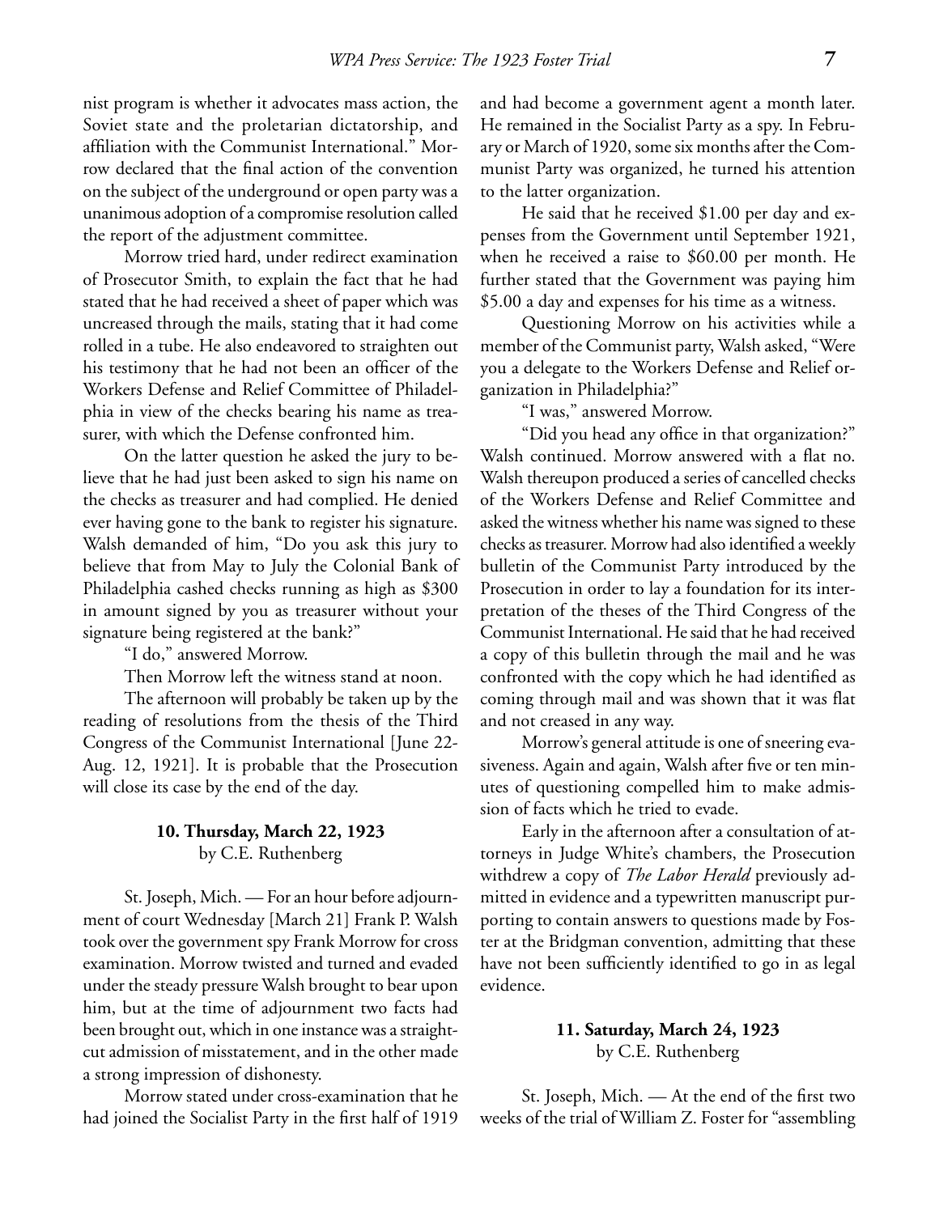nist program is whether it advocates mass action, the Soviet state and the proletarian dictatorship, and affiliation with the Communist International." Morrow declared that the final action of the convention on the subject of the underground or open party was a unanimous adoption of a compromise resolution called the report of the adjustment committee.

Morrow tried hard, under redirect examination of Prosecutor Smith, to explain the fact that he had stated that he had received a sheet of paper which was uncreased through the mails, stating that it had come rolled in a tube. He also endeavored to straighten out his testimony that he had not been an officer of the Workers Defense and Relief Committee of Philadelphia in view of the checks bearing his name as treasurer, with which the Defense confronted him.

On the latter question he asked the jury to believe that he had just been asked to sign his name on the checks as treasurer and had complied. He denied ever having gone to the bank to register his signature. Walsh demanded of him, "Do you ask this jury to believe that from May to July the Colonial Bank of Philadelphia cashed checks running as high as $300 in amount signed by you as treasurer without your signature being registered at the bank?"

"I do," answered Morrow.

Then Morrow left the witness stand at noon.

The afternoon will probably be taken up by the reading of resolutions from the thesis of the Third Congress of the Communist International [June 22-Aug. 12, 1921]. It is probable that the Prosecution will close its case by the end of the day.

### 10. Thursday, March 22, 1923
by C.E. Ruthenberg

St. Joseph, Mich. — For an hour before adjournment of court Wednesday [March 21] Frank P. Walsh took over the government spy Frank Morrow for cross examination. Morrow twisted and turned and evaded under the steady pressure Walsh brought to bear upon him, but at the time of adjournment two facts had been brought out, which in one instance was a straight-cut admission of misstatement, and in the other made a strong impression of dishonesty.

Morrow stated under cross-examination that he had joined the Socialist Party in the first half of 1919 and had become a government agent a month later. He remained in the Socialist Party as a spy. In February or March of 1920, some six months after the Communist Party was organized, he turned his attention to the latter organization.

He said that he received $1.00 per day and expenses from the Government until September 1921, when he received a raise to $60.00 per month. He further stated that the Government was paying him $5.00 a day and expenses for his time as a witness.

Questioning Morrow on his activities while a member of the Communist party, Walsh asked, "Were you a delegate to the Workers Defense and Relief organization in Philadelphia?"

"I was," answered Morrow.

"Did you head any office in that organization?" Walsh continued. Morrow answered with a flat no. Walsh thereupon produced a series of cancelled checks of the Workers Defense and Relief Committee and asked the witness whether his name was signed to these checks as treasurer. Morrow had also identified a weekly bulletin of the Communist Party introduced by the Prosecution in order to lay a foundation for its interpretation of the theses of the Third Congress of the Communist International. He said that he had received a copy of this bulletin through the mail and he was confronted with the copy which he had identified as coming through mail and was shown that it was flat and not creased in any way.

Morrow's general attitude is one of sneering evasiveness. Again and again, Walsh after five or ten minutes of questioning compelled him to make admission of facts which he tried to evade.

Early in the afternoon after a consultation of attorneys in Judge White's chambers, the Prosecution withdrew a copy of *The Labor Herald* previously admitted in evidence and a typewritten manuscript purporting to contain answers to questions made by Foster at the Bridgman convention, admitting that these have not been sufficiently identified to go in as legal evidence.

### 11. Saturday, March 24, 1923
by C.E. Ruthenberg

St. Joseph, Mich. — At the end of the first two weeks of the trial of William Z. Foster for "assembling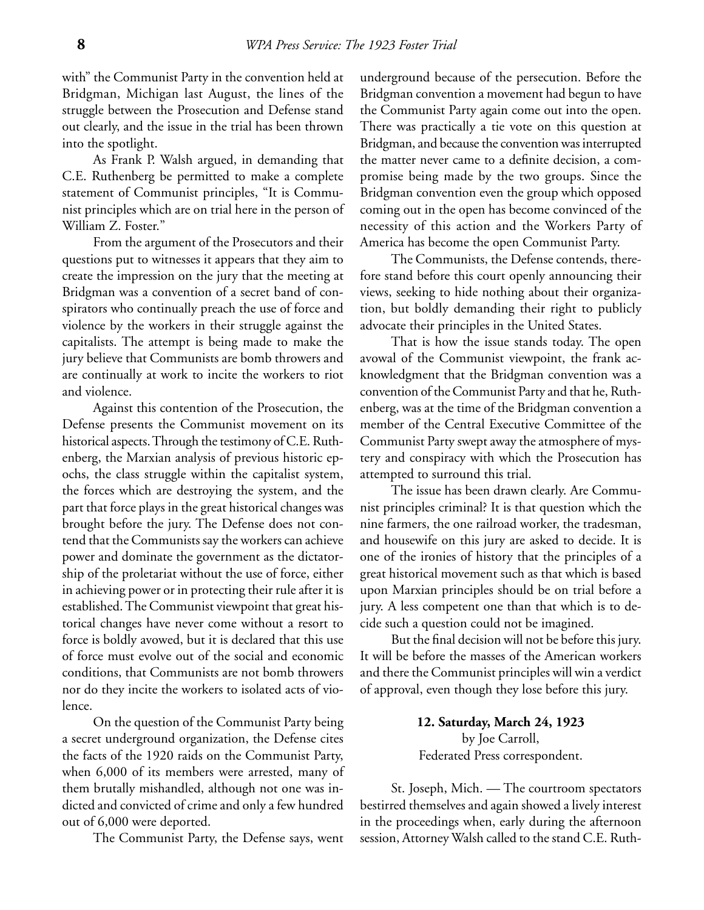with" the Communist Party in the convention held at Bridgman, Michigan last August, the lines of the struggle between the Prosecution and Defense stand out clearly, and the issue in the trial has been thrown into the spotlight.

As Frank P. Walsh argued, in demanding that C.E. Ruthenberg be permitted to make a complete statement of Communist principles, "It is Communist principles which are on trial here in the person of William Z. Foster."

From the argument of the Prosecutors and their questions put to witnesses it appears that they aim to create the impression on the jury that the meeting at Bridgman was a convention of a secret band of conspirators who continually preach the use of force and violence by the workers in their struggle against the capitalists. The attempt is being made to make the jury believe that Communists are bomb throwers and are continually at work to incite the workers to riot and violence.

Against this contention of the Prosecution, the Defense presents the Communist movement on its historical aspects. Through the testimony of C.E. Ruthenberg, the Marxian analysis of previous historic epochs, the class struggle within the capitalist system, the forces which are destroying the system, and the part that force plays in the great historical changes was brought before the jury. The Defense does not contend that the Communists say the workers can achieve power and dominate the government as the dictatorship of the proletariat without the use of force, either in achieving power or in protecting their rule after it is established. The Communist viewpoint that great historical changes have never come without a resort to force is boldly avowed, but it is declared that this use of force must evolve out of the social and economic conditions, that Communists are not bomb throwers nor do they incite the workers to isolated acts of violence.

On the question of the Communist Party being a secret underground organization, the Defense cites the facts of the 1920 raids on the Communist Party, when 6,000 of its members were arrested, many of them brutally mishandled, although not one was indicted and convicted of crime and only a few hundred out of 6,000 were deported.

The Communist Party, the Defense says, went underground because of the persecution. Before the Bridgman convention a movement had begun to have the Communist Party again come out into the open. There was practically a tie vote on this question at Bridgman, and because the convention was interrupted the matter never came to a definite decision, a compromise being made by the two groups. Since the Bridgman convention even the group which opposed coming out in the open has become convinced of the necessity of this action and the Workers Party of America has become the open Communist Party.

The Communists, the Defense contends, therefore stand before this court openly announcing their views, seeking to hide nothing about their organization, but boldly demanding their right to publicly advocate their principles in the United States.

That is how the issue stands today. The open avowal of the Communist viewpoint, the frank acknowledgment that the Bridgman convention was a convention of the Communist Party and that he, Ruthenberg, was at the time of the Bridgman convention a member of the Central Executive Committee of the Communist Party swept away the atmosphere of mystery and conspiracy with which the Prosecution has attempted to surround this trial.

The issue has been drawn clearly. Are Communist principles criminal? It is that question which the nine farmers, the one railroad worker, the tradesman, and housewife on this jury are asked to decide. It is one of the ironies of history that the principles of a great historical movement such as that which is based upon Marxian principles should be on trial before a jury. A less competent one than that which is to decide such a question could not be imagined.

But the final decision will not be before this jury. It will be before the masses of the American workers and there the Communist principles will win a verdict of approval, even though they lose before this jury.

**12. Saturday, March 24, 1923**

by Joe Carroll,
Federated Press correspondent.

St. Joseph, Mich. — The courtroom spectators bestirred themselves and again showed a lively interest in the proceedings when, early during the afternoon session, Attorney Walsh called to the stand C.E. Ruth-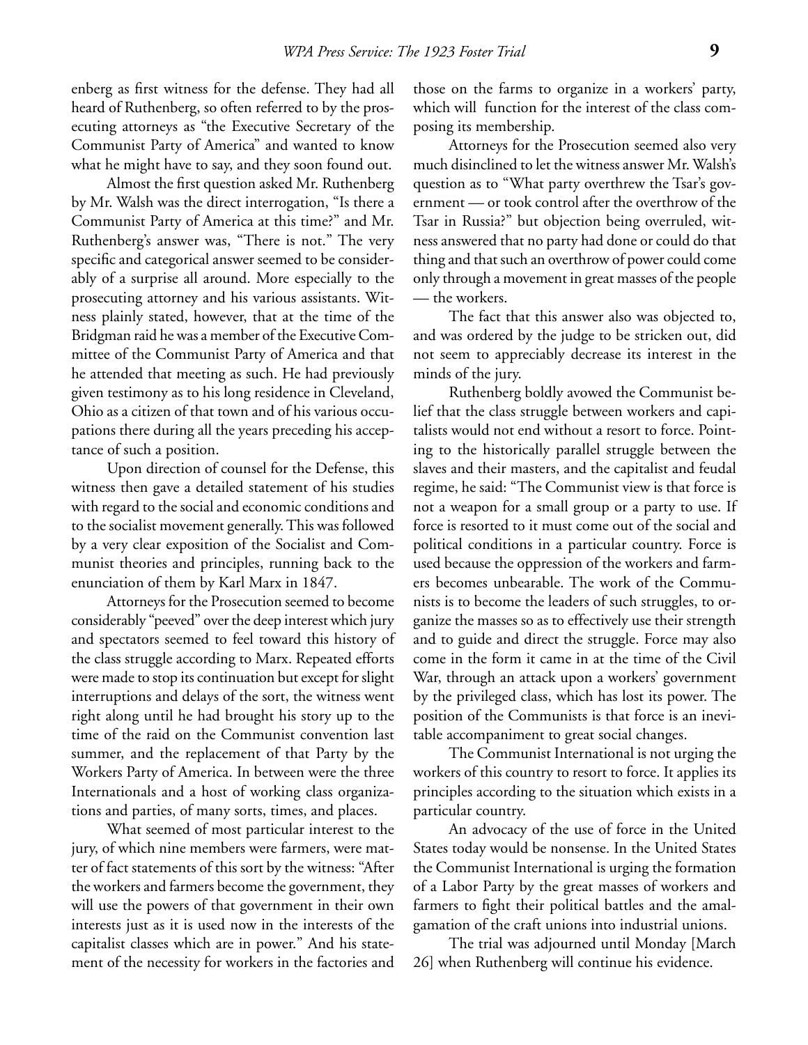enberg as first witness for the defense. They had all heard of Ruthenberg, so often referred to by the prosecuting attorneys as "the Executive Secretary of the Communist Party of America" and wanted to know what he might have to say, and they soon found out.

Almost the first question asked Mr. Ruthenberg by Mr. Walsh was the direct interrogation, "Is there a Communist Party of America at this time?" and Mr. Ruthenberg's answer was, "There is not." The very specific and categorical answer seemed to be considerably of a surprise all around. More especially to the prosecuting attorney and his various assistants. Witness plainly stated, however, that at the time of the Bridgman raid he was a member of the Executive Committee of the Communist Party of America and that he attended that meeting as such. He had previously given testimony as to his long residence in Cleveland, Ohio as a citizen of that town and of his various occupations there during all the years preceding his acceptance of such a position.

Upon direction of counsel for the Defense, this witness then gave a detailed statement of his studies with regard to the social and economic conditions and to the socialist movement generally. This was followed by a very clear exposition of the Socialist and Communist theories and principles, running back to the enunciation of them by Karl Marx in 1847.

Attorneys for the Prosecution seemed to become considerably "peeved" over the deep interest which jury and spectators seemed to feel toward this history of the class struggle according to Marx. Repeated efforts were made to stop its continuation but except for slight interruptions and delays of the sort, the witness went right along until he had brought his story up to the time of the raid on the Communist convention last summer, and the replacement of that Party by the Workers Party of America. In between were the three Internationals and a host of working class organizations and parties, of many sorts, times, and places.

What seemed of most particular interest to the jury, of which nine members were farmers, were matter of fact statements of this sort by the witness: "After the workers and farmers become the government, they will use the powers of that government in their own interests just as it is used now in the interests of the capitalist classes which are in power." And his statement of the necessity for workers in the factories and those on the farms to organize in a workers' party, which will function for the interest of the class composing its membership.

Attorneys for the Prosecution seemed also very much disinclined to let the witness answer Mr. Walsh's question as to "What party overthrew the Tsar's government — or took control after the overthrow of the Tsar in Russia?" but objection being overruled, witness answered that no party had done or could do that thing and that such an overthrow of power could come only through a movement in great masses of the people — the workers.

The fact that this answer also was objected to, and was ordered by the judge to be stricken out, did not seem to appreciably decrease its interest in the minds of the jury.

Ruthenberg boldly avowed the Communist belief that the class struggle between workers and capitalists would not end without a resort to force. Pointing to the historically parallel struggle between the slaves and their masters, and the capitalist and feudal regime, he said: "The Communist view is that force is not a weapon for a small group or a party to use. If force is resorted to it must come out of the social and political conditions in a particular country. Force is used because the oppression of the workers and farmers becomes unbearable. The work of the Communists is to become the leaders of such struggles, to organize the masses so as to effectively use their strength and to guide and direct the struggle. Force may also come in the form it came in at the time of the Civil War, through an attack upon a workers' government by the privileged class, which has lost its power. The position of the Communists is that force is an inevitable accompaniment to great social changes.

The Communist International is not urging the workers of this country to resort to force. It applies its principles according to the situation which exists in a particular country.

An advocacy of the use of force in the United States today would be nonsense. In the United States the Communist International is urging the formation of a Labor Party by the great masses of workers and farmers to fight their political battles and the amalgamation of the craft unions into industrial unions.

The trial was adjourned until Monday [March 26] when Ruthenberg will continue his evidence.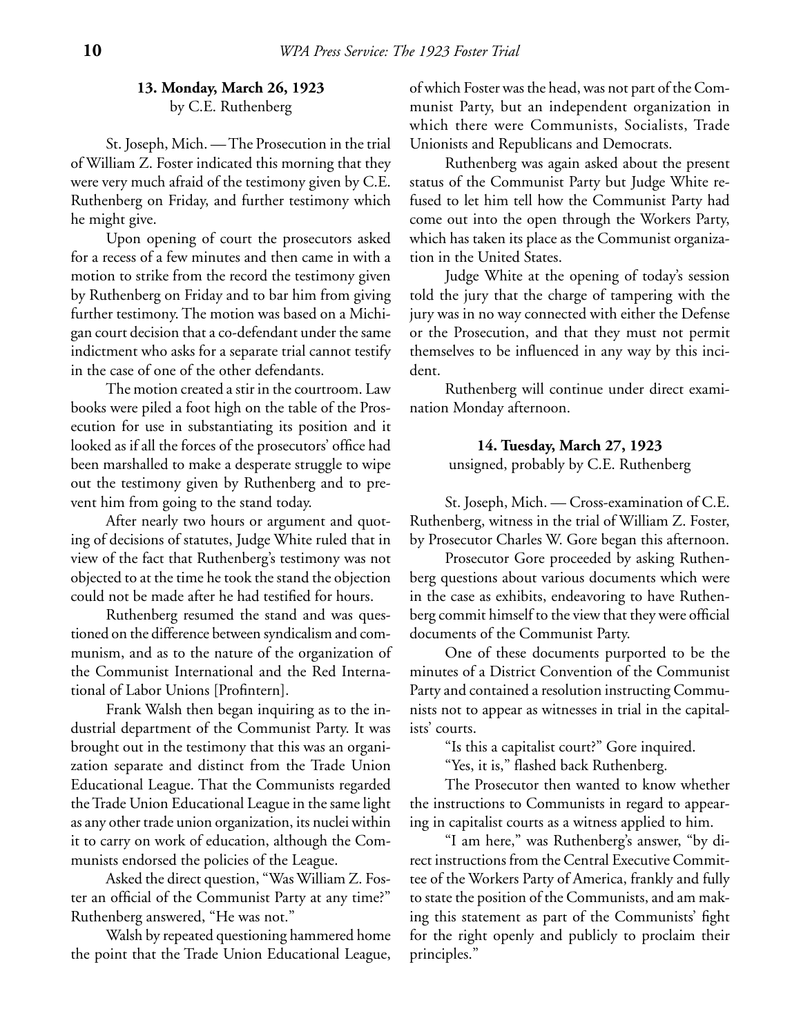### 13. Monday, March 26, 1923
by C.E. Ruthenberg

St. Joseph, Mich. — The Prosecution in the trial of William Z. Foster indicated this morning that they were very much afraid of the testimony given by C.E. Ruthenberg on Friday, and further testimony which he might give.

Upon opening of court the prosecutors asked for a recess of a few minutes and then came in with a motion to strike from the record the testimony given by Ruthenberg on Friday and to bar him from giving further testimony. The motion was based on a Michigan court decision that a co-defendant under the same indictment who asks for a separate trial cannot testify in the case of one of the other defendants.

The motion created a stir in the courtroom. Law books were piled a foot high on the table of the Prosecution for use in substantiating its position and it looked as if all the forces of the prosecutors' office had been marshalled to make a desperate struggle to wipe out the testimony given by Ruthenberg and to prevent him from going to the stand today.

After nearly two hours or argument and quoting of decisions of statutes, Judge White ruled that in view of the fact that Ruthenberg's testimony was not objected to at the time he took the stand the objection could not be made after he had testified for hours.

Ruthenberg resumed the stand and was questioned on the difference between syndicalism and communism, and as to the nature of the organization of the Communist International and the Red International of Labor Unions [Profintern].

Frank Walsh then began inquiring as to the industrial department of the Communist Party. It was brought out in the testimony that this was an organization separate and distinct from the Trade Union Educational League. That the Communists regarded the Trade Union Educational League in the same light as any other trade union organization, its nuclei within it to carry on work of education, although the Communists endorsed the policies of the League.

Asked the direct question, "Was William Z. Foster an official of the Communist Party at any time?" Ruthenberg answered, "He was not."

Walsh by repeated questioning hammered home the point that the Trade Union Educational League, of which Foster was the head, was not part of the Communist Party, but an independent organization in which there were Communists, Socialists, Trade Unionists and Republicans and Democrats.

Ruthenberg was again asked about the present status of the Communist Party but Judge White refused to let him tell how the Communist Party had come out into the open through the Workers Party, which has taken its place as the Communist organization in the United States.

Judge White at the opening of today's session told the jury that the charge of tampering with the jury was in no way connected with either the Defense or the Prosecution, and that they must not permit themselves to be influenced in any way by this incident.

Ruthenberg will continue under direct examination Monday afternoon.

### 14. Tuesday, March 27, 1923
unsigned, probably by C.E. Ruthenberg

St. Joseph, Mich. — Cross-examination of C.E. Ruthenberg, witness in the trial of William Z. Foster, by Prosecutor Charles W. Gore began this afternoon.

Prosecutor Gore proceeded by asking Ruthenberg questions about various documents which were in the case as exhibits, endeavoring to have Ruthenberg commit himself to the view that they were official documents of the Communist Party.

One of these documents purported to be the minutes of a District Convention of the Communist Party and contained a resolution instructing Communists not to appear as witnesses in trial in the capitalists' courts.

"Is this a capitalist court?" Gore inquired.

"Yes, it is," flashed back Ruthenberg.

The Prosecutor then wanted to know whether the instructions to Communists in regard to appearing in capitalist courts as a witness applied to him.

"I am here," was Ruthenberg's answer, "by direct instructions from the Central Executive Committee of the Workers Party of America, frankly and fully to state the position of the Communists, and am making this statement as part of the Communists' fight for the right openly and publicly to proclaim their principles."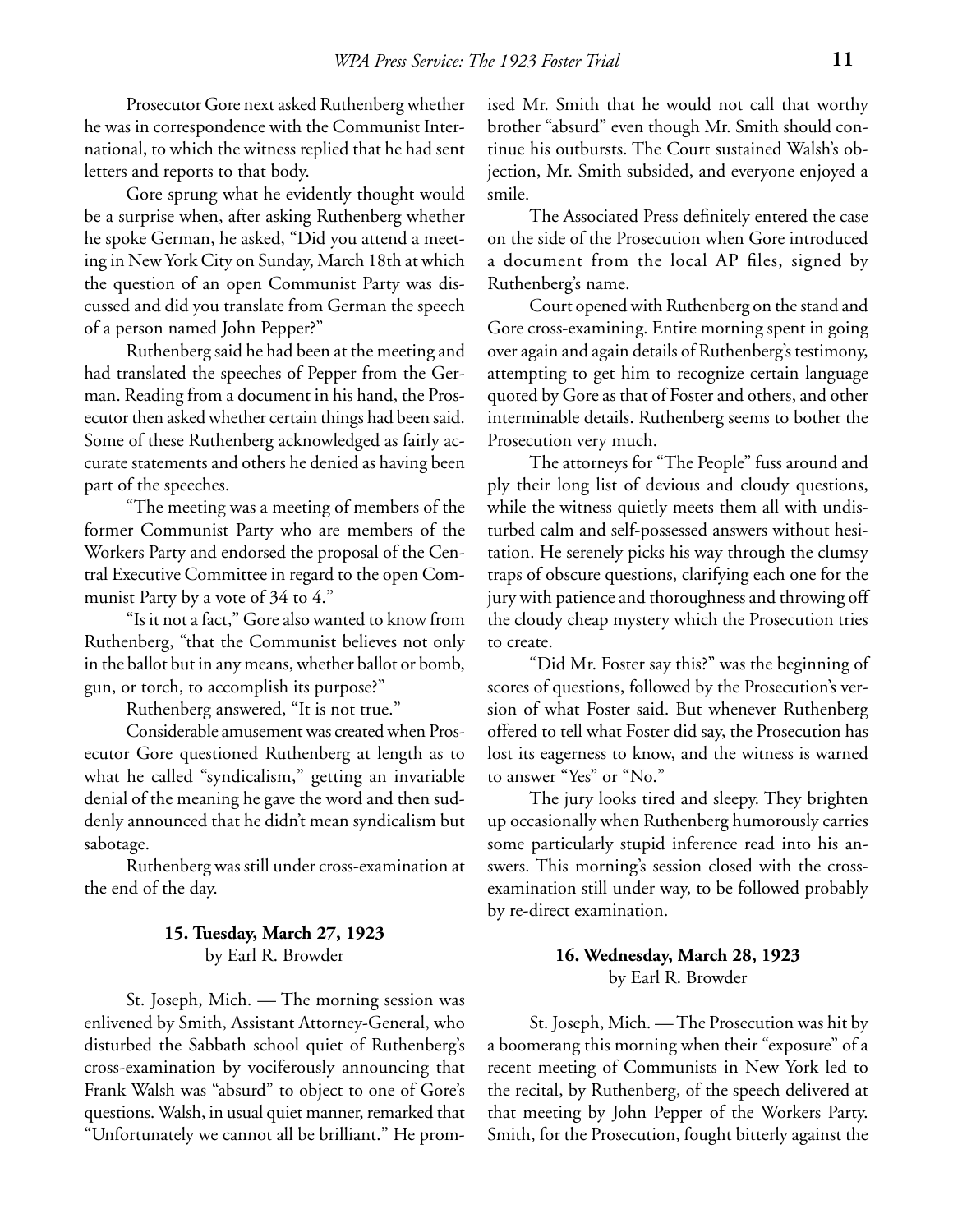Prosecutor Gore next asked Ruthenberg whether he was in correspondence with the Communist International, to which the witness replied that he had sent letters and reports to that body.

Gore sprung what he evidently thought would be a surprise when, after asking Ruthenberg whether he spoke German, he asked, "Did you attend a meeting in New York City on Sunday, March 18th at which the question of an open Communist Party was discussed and did you translate from German the speech of a person named John Pepper?"

Ruthenberg said he had been at the meeting and had translated the speeches of Pepper from the German. Reading from a document in his hand, the Prosecutor then asked whether certain things had been said. Some of these Ruthenberg acknowledged as fairly accurate statements and others he denied as having been part of the speeches.

"The meeting was a meeting of members of the former Communist Party who are members of the Workers Party and endorsed the proposal of the Central Executive Committee in regard to the open Communist Party by a vote of 34 to 4."

"Is it not a fact," Gore also wanted to know from Ruthenberg, "that the Communist believes not only in the ballot but in any means, whether ballot or bomb, gun, or torch, to accomplish its purpose?"

Ruthenberg answered, "It is not true."

Considerable amusement was created when Prosecutor Gore questioned Ruthenberg at length as to what he called "syndicalism," getting an invariable denial of the meaning he gave the word and then suddenly announced that he didn't mean syndicalism but sabotage.

Ruthenberg was still under cross-examination at the end of the day.

### 15. Tuesday, March 27, 1923
by Earl R. Browder

St. Joseph, Mich. — The morning session was enlivened by Smith, Assistant Attorney-General, who disturbed the Sabbath school quiet of Ruthenberg's cross-examination by vociferously announcing that Frank Walsh was "absurd" to object to one of Gore's questions. Walsh, in usual quiet manner, remarked that "Unfortunately we cannot all be brilliant." He promised Mr. Smith that he would not call that worthy brother "absurd" even though Mr. Smith should continue his outbursts. The Court sustained Walsh's objection, Mr. Smith subsided, and everyone enjoyed a smile.

The Associated Press definitely entered the case on the side of the Prosecution when Gore introduced a document from the local AP files, signed by Ruthenberg's name.

Court opened with Ruthenberg on the stand and Gore cross-examining. Entire morning spent in going over again and again details of Ruthenberg's testimony, attempting to get him to recognize certain language quoted by Gore as that of Foster and others, and other interminable details. Ruthenberg seems to bother the Prosecution very much.

The attorneys for "The People" fuss around and ply their long list of devious and cloudy questions, while the witness quietly meets them all with undisturbed calm and self-possessed answers without hesitation. He serenely picks his way through the clumsy traps of obscure questions, clarifying each one for the jury with patience and thoroughness and throwing off the cloudy cheap mystery which the Prosecution tries to create.

"Did Mr. Foster say this?" was the beginning of scores of questions, followed by the Prosecution's version of what Foster said. But whenever Ruthenberg offered to tell what Foster did say, the Prosecution has lost its eagerness to know, and the witness is warned to answer "Yes" or "No."

The jury looks tired and sleepy. They brighten up occasionally when Ruthenberg humorously carries some particularly stupid inference read into his answers. This morning's session closed with the cross-examination still under way, to be followed probably by re-direct examination.

### 16. Wednesday, March 28, 1923
by Earl R. Browder

St. Joseph, Mich. — The Prosecution was hit by a boomerang this morning when their "exposure" of a recent meeting of Communists in New York led to the recital, by Ruthenberg, of the speech delivered at that meeting by John Pepper of the Workers Party. Smith, for the Prosecution, fought bitterly against the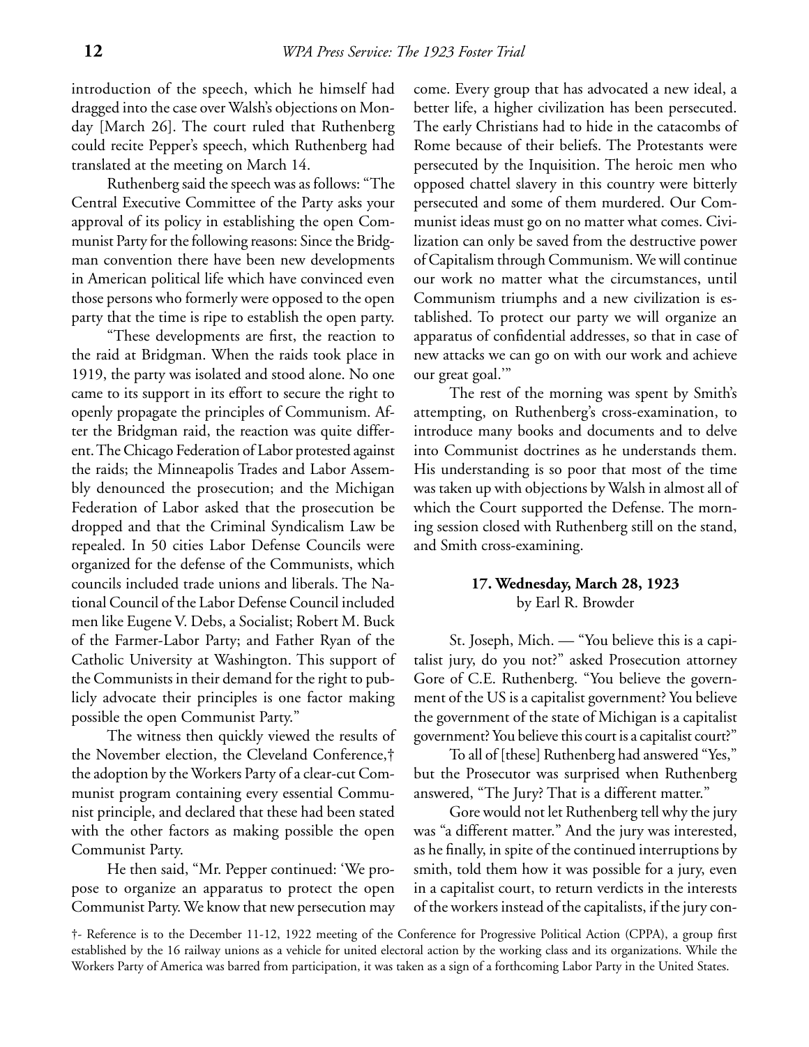introduction of the speech, which he himself had dragged into the case over Walsh's objections on Monday [March 26]. The court ruled that Ruthenberg could recite Pepper's speech, which Ruthenberg had translated at the meeting on March 14.

Ruthenberg said the speech was as follows: "The Central Executive Committee of the Party asks your approval of its policy in establishing the open Communist Party for the following reasons: Since the Bridgman convention there have been new developments in American political life which have convinced even those persons who formerly were opposed to the open party that the time is ripe to establish the open party.

"These developments are first, the reaction to the raid at Bridgman. When the raids took place in 1919, the party was isolated and stood alone. No one came to its support in its effort to secure the right to openly propagate the principles of Communism. After the Bridgman raid, the reaction was quite different. The Chicago Federation of Labor protested against the raids; the Minneapolis Trades and Labor Assembly denounced the prosecution; and the Michigan Federation of Labor asked that the prosecution be dropped and that the Criminal Syndicalism Law be repealed. In 50 cities Labor Defense Councils were organized for the defense of the Communists, which councils included trade unions and liberals. The National Council of the Labor Defense Council included men like Eugene V. Debs, a Socialist; Robert M. Buck of the Farmer-Labor Party; and Father Ryan of the Catholic University at Washington. This support of the Communists in their demand for the right to publicly advocate their principles is one factor making possible the open Communist Party."

The witness then quickly viewed the results of the November election, the Cleveland Conference,† the adoption by the Workers Party of a clear-cut Communist program containing every essential Communist principle, and declared that these had been stated with the other factors as making possible the open Communist Party.

He then said, "Mr. Pepper continued: 'We propose to organize an apparatus to protect the open Communist Party. We know that new persecution may come. Every group that has advocated a new ideal, a better life, a higher civilization has been persecuted. The early Christians had to hide in the catacombs of Rome because of their beliefs. The Protestants were persecuted by the Inquisition. The heroic men who opposed chattel slavery in this country were bitterly persecuted and some of them murdered. Our Communist ideas must go on no matter what comes. Civilization can only be saved from the destructive power of Capitalism through Communism. We will continue our work no matter what the circumstances, until Communism triumphs and a new civilization is established. To protect our party we will organize an apparatus of confidential addresses, so that in case of new attacks we can go on with our work and achieve our great goal.'"

The rest of the morning was spent by Smith's attempting, on Ruthenberg's cross-examination, to introduce many books and documents and to delve into Communist doctrines as he understands them. His understanding is so poor that most of the time was taken up with objections by Walsh in almost all of which the Court supported the Defense. The morning session closed with Ruthenberg still on the stand, and Smith cross-examining.

### 17. Wednesday, March 28, 1923

by Earl R. Browder

St. Joseph, Mich. — "You believe this is a capitalist jury, do you not?" asked Prosecution attorney Gore of C.E. Ruthenberg. "You believe the government of the US is a capitalist government? You believe the government of the state of Michigan is a capitalist government? You believe this court is a capitalist court?"

To all of [these] Ruthenberg had answered "Yes," but the Prosecutor was surprised when Ruthenberg answered, "The Jury? That is a different matter."

Gore would not let Ruthenberg tell why the jury was "a different matter." And the jury was interested, as he finally, in spite of the continued interruptions by smith, told them how it was possible for a jury, even in a capitalist court, to return verdicts in the interests of the workers instead of the capitalists, if the jury con-

†- Reference is to the December 11-12, 1922 meeting of the Conference for Progressive Political Action (CPPA), a group first established by the 16 railway unions as a vehicle for united electoral action by the working class and its organizations. While the Workers Party of America was barred from participation, it was taken as a sign of a forthcoming Labor Party in the United States.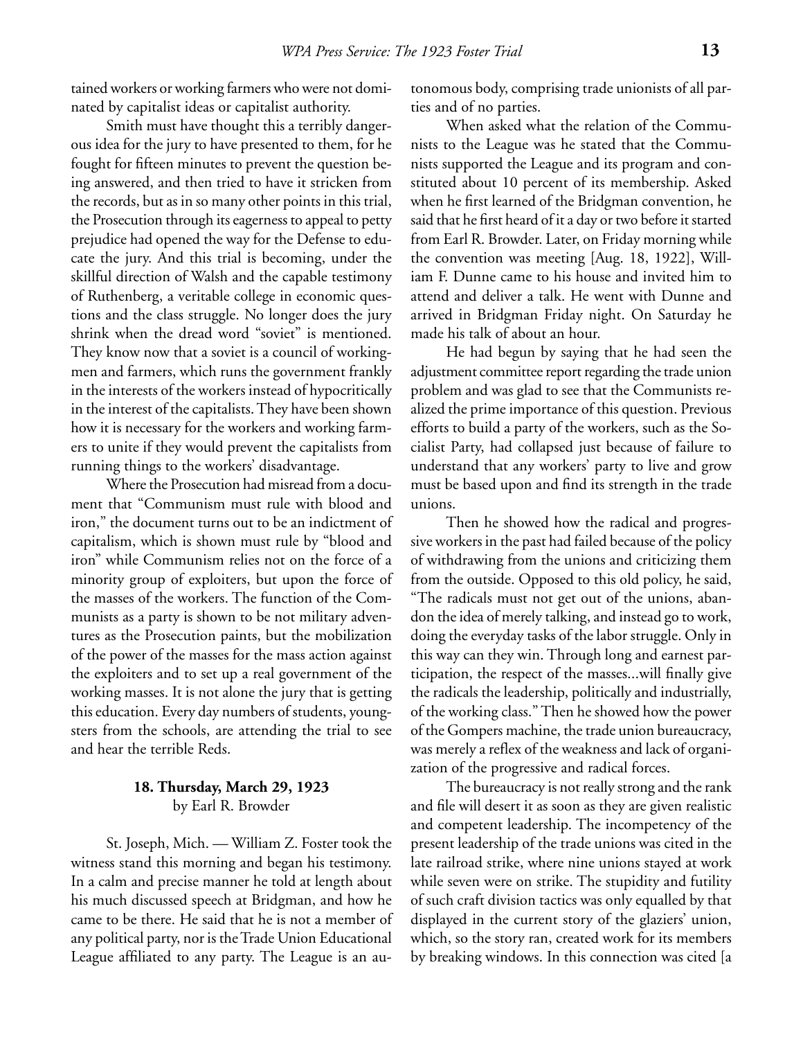tained workers or working farmers who were not dominated by capitalist ideas or capitalist authority.

Smith must have thought this a terribly dangerous idea for the jury to have presented to them, for he fought for fifteen minutes to prevent the question being answered, and then tried to have it stricken from the records, but as in so many other points in this trial, the Prosecution through its eagerness to appeal to petty prejudice had opened the way for the Defense to educate the jury. And this trial is becoming, under the skillful direction of Walsh and the capable testimony of Ruthenberg, a veritable college in economic questions and the class struggle. No longer does the jury shrink when the dread word "soviet" is mentioned. They know now that a soviet is a council of workingmen and farmers, which runs the government frankly in the interests of the workers instead of hypocritically in the interest of the capitalists. They have been shown how it is necessary for the workers and working farmers to unite if they would prevent the capitalists from running things to the workers' disadvantage.

Where the Prosecution had misread from a document that "Communism must rule with blood and iron," the document turns out to be an indictment of capitalism, which is shown must rule by "blood and iron" while Communism relies not on the force of a minority group of exploiters, but upon the force of the masses of the workers. The function of the Communists as a party is shown to be not military adventures as the Prosecution paints, but the mobilization of the power of the masses for the mass action against the exploiters and to set up a real government of the working masses. It is not alone the jury that is getting this education. Every day numbers of students, youngsters from the schools, are attending the trial to see and hear the terrible Reds.

### 18. Thursday, March 29, 1923
by Earl R. Browder

St. Joseph, Mich. — William Z. Foster took the witness stand this morning and began his testimony. In a calm and precise manner he told at length about his much discussed speech at Bridgman, and how he came to be there. He said that he is not a member of any political party, nor is the Trade Union Educational League affiliated to any party. The League is an autonomous body, comprising trade unionists of all parties and of no parties.

When asked what the relation of the Communists to the League was he stated that the Communists supported the League and its program and constituted about 10 percent of its membership. Asked when he first learned of the Bridgman convention, he said that he first heard of it a day or two before it started from Earl R. Browder. Later, on Friday morning while the convention was meeting [Aug. 18, 1922], William F. Dunne came to his house and invited him to attend and deliver a talk. He went with Dunne and arrived in Bridgman Friday night. On Saturday he made his talk of about an hour.

He had begun by saying that he had seen the adjustment committee report regarding the trade union problem and was glad to see that the Communists realized the prime importance of this question. Previous efforts to build a party of the workers, such as the Socialist Party, had collapsed just because of failure to understand that any workers' party to live and grow must be based upon and find its strength in the trade unions.

Then he showed how the radical and progressive workers in the past had failed because of the policy of withdrawing from the unions and criticizing them from the outside. Opposed to this old policy, he said, "The radicals must not get out of the unions, abandon the idea of merely talking, and instead go to work, doing the everyday tasks of the labor struggle. Only in this way can they win. Through long and earnest participation, the respect of the masses...will finally give the radicals the leadership, politically and industrially, of the working class." Then he showed how the power of the Gompers machine, the trade union bureaucracy, was merely a reflex of the weakness and lack of organization of the progressive and radical forces.

The bureaucracy is not really strong and the rank and file will desert it as soon as they are given realistic and competent leadership. The incompetency of the present leadership of the trade unions was cited in the late railroad strike, where nine unions stayed at work while seven were on strike. The stupidity and futility of such craft division tactics was only equalled by that displayed in the current story of the glaziers' union, which, so the story ran, created work for its members by breaking windows. In this connection was cited [a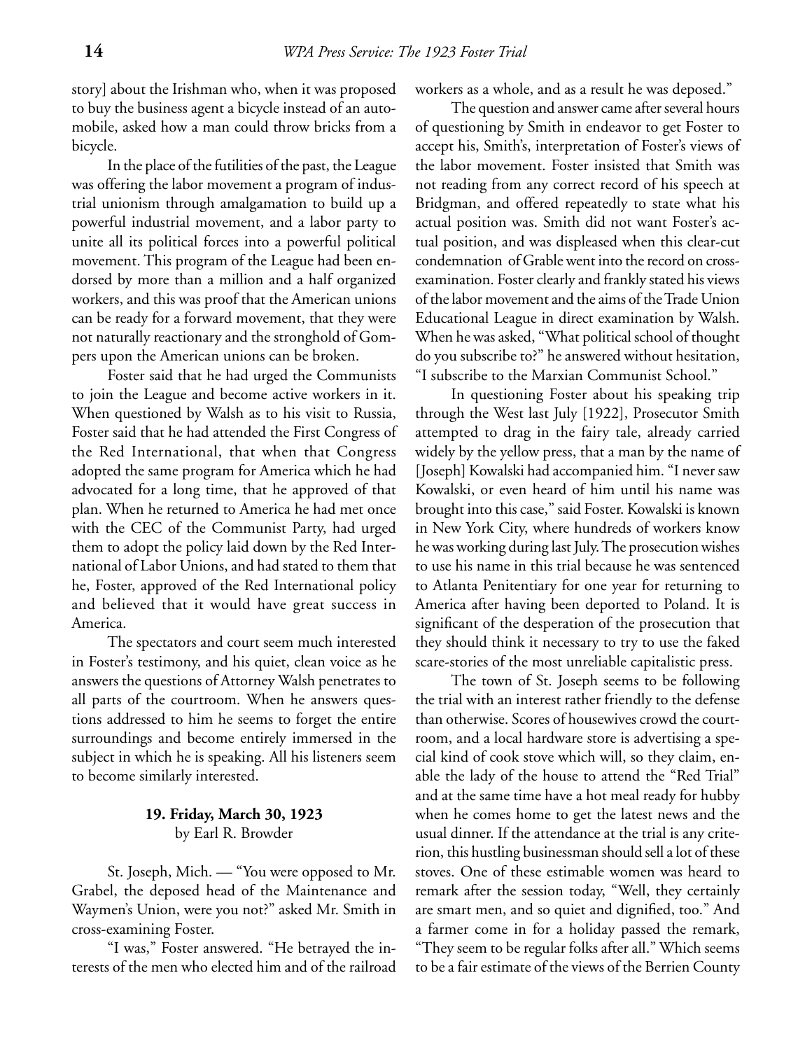story] about the Irishman who, when it was proposed to buy the business agent a bicycle instead of an automobile, asked how a man could throw bricks from a bicycle.

In the place of the futilities of the past, the League was offering the labor movement a program of industrial unionism through amalgamation to build up a powerful industrial movement, and a labor party to unite all its political forces into a powerful political movement. This program of the League had been endorsed by more than a million and a half organized workers, and this was proof that the American unions can be ready for a forward movement, that they were not naturally reactionary and the stronghold of Gompers upon the American unions can be broken.

Foster said that he had urged the Communists to join the League and become active workers in it. When questioned by Walsh as to his visit to Russia, Foster said that he had attended the First Congress of the Red International, that when that Congress adopted the same program for America which he had advocated for a long time, that he approved of that plan. When he returned to America he had met once with the CEC of the Communist Party, had urged them to adopt the policy laid down by the Red International of Labor Unions, and had stated to them that he, Foster, approved of the Red International policy and believed that it would have great success in America.

The spectators and court seem much interested in Foster's testimony, and his quiet, clean voice as he answers the questions of Attorney Walsh penetrates to all parts of the courtroom. When he answers questions addressed to him he seems to forget the entire surroundings and become entirely immersed in the subject in which he is speaking. All his listeners seem to become similarly interested.

### 19. Friday, March 30, 1923
by Earl R. Browder

St. Joseph, Mich. — "You were opposed to Mr. Grabel, the deposed head of the Maintenance and Waymen's Union, were you not?" asked Mr. Smith in cross-examining Foster.

"I was," Foster answered. "He betrayed the interests of the men who elected him and of the railroad workers as a whole, and as a result he was deposed."

The question and answer came after several hours of questioning by Smith in endeavor to get Foster to accept his, Smith's, interpretation of Foster's views of the labor movement. Foster insisted that Smith was not reading from any correct record of his speech at Bridgman, and offered repeatedly to state what his actual position was. Smith did not want Foster's actual position, and was displeased when this clear-cut condemnation of Grable went into the record on cross-examination. Foster clearly and frankly stated his views of the labor movement and the aims of the Trade Union Educational League in direct examination by Walsh. When he was asked, "What political school of thought do you subscribe to?" he answered without hesitation, "I subscribe to the Marxian Communist School."

In questioning Foster about his speaking trip through the West last July [1922], Prosecutor Smith attempted to drag in the fairy tale, already carried widely by the yellow press, that a man by the name of [Joseph] Kowalski had accompanied him. "I never saw Kowalski, or even heard of him until his name was brought into this case," said Foster. Kowalski is known in New York City, where hundreds of workers know he was working during last July. The prosecution wishes to use his name in this trial because he was sentenced to Atlanta Penitentiary for one year for returning to America after having been deported to Poland. It is significant of the desperation of the prosecution that they should think it necessary to try to use the faked scare-stories of the most unreliable capitalistic press.

The town of St. Joseph seems to be following the trial with an interest rather friendly to the defense than otherwise. Scores of housewives crowd the courtroom, and a local hardware store is advertising a special kind of cook stove which will, so they claim, enable the lady of the house to attend the "Red Trial" and at the same time have a hot meal ready for hubby when he comes home to get the latest news and the usual dinner. If the attendance at the trial is any criterion, this hustling businessman should sell a lot of these stoves. One of these estimable women was heard to remark after the session today, "Well, they certainly are smart men, and so quiet and dignified, too." And a farmer come in for a holiday passed the remark, "They seem to be regular folks after all." Which seems to be a fair estimate of the views of the Berrien County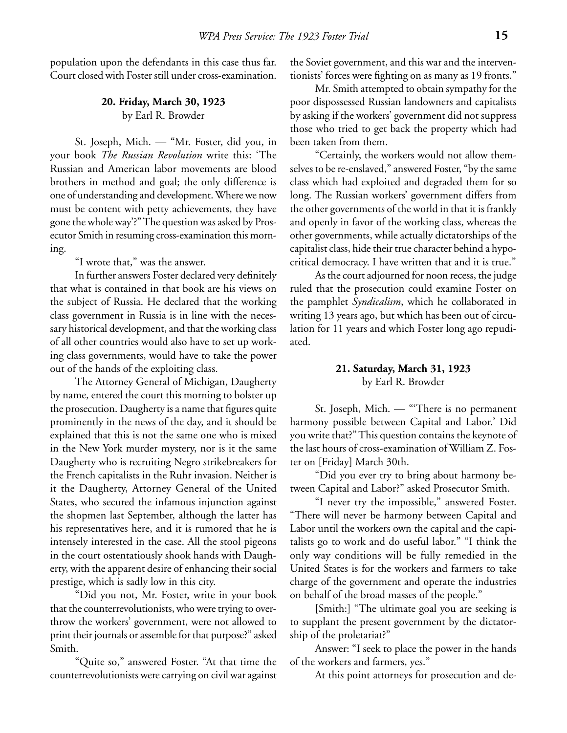population upon the defendants in this case thus far. Court closed with Foster still under cross-examination.

### 20. Friday, March 30, 1923

by Earl R. Browder

St. Joseph, Mich. — "Mr. Foster, did you, in your book *The Russian Revolution* write this: 'The Russian and American labor movements are blood brothers in method and goal; the only difference is one of understanding and development. Where we now must be content with petty achievements, they have gone the whole way'?" The question was asked by Prosecutor Smith in resuming cross-examination this morning.

"I wrote that," was the answer.

In further answers Foster declared very definitely that what is contained in that book are his views on the subject of Russia. He declared that the working class government in Russia is in line with the necessary historical development, and that the working class of all other countries would also have to set up working class governments, would have to take the power out of the hands of the exploiting class.

The Attorney General of Michigan, Daugherty by name, entered the court this morning to bolster up the prosecution. Daugherty is a name that figures quite prominently in the news of the day, and it should be explained that this is not the same one who is mixed in the New York murder mystery, nor is it the same Daugherty who is recruiting Negro strikebreakers for the French capitalists in the Ruhr invasion. Neither is it the Daugherty, Attorney General of the United States, who secured the infamous injunction against the shopmen last September, although the latter has his representatives here, and it is rumored that he is intensely interested in the case. All the stool pigeons in the court ostentatiously shook hands with Daugherty, with the apparent desire of enhancing their social prestige, which is sadly low in this city.

"Did you not, Mr. Foster, write in your book that the counterrevolutionists, who were trying to overthrow the workers' government, were not allowed to print their journals or assemble for that purpose?" asked Smith.

"Quite so," answered Foster. "At that time the counterrevolutionists were carrying on civil war against the Soviet government, and this war and the interventionists' forces were fighting on as many as 19 fronts."

Mr. Smith attempted to obtain sympathy for the poor dispossessed Russian landowners and capitalists by asking if the workers' government did not suppress those who tried to get back the property which had been taken from them.

"Certainly, the workers would not allow themselves to be re-enslaved," answered Foster, "by the same class which had exploited and degraded them for so long. The Russian workers' government differs from the other governments of the world in that it is frankly and openly in favor of the working class, whereas the other governments, while actually dictatorships of the capitalist class, hide their true character behind a hypocritical democracy. I have written that and it is true."

As the court adjourned for noon recess, the judge ruled that the prosecution could examine Foster on the pamphlet *Syndicalism*, which he collaborated in writing 13 years ago, but which has been out of circulation for 11 years and which Foster long ago repudiated.

### 21. Saturday, March 31, 1923

by Earl R. Browder

St. Joseph, Mich. — "'There is no permanent harmony possible between Capital and Labor.' Did you write that?" This question contains the keynote of the last hours of cross-examination of William Z. Foster on [Friday] March 30th.

"Did you ever try to bring about harmony between Capital and Labor?" asked Prosecutor Smith.

"I never try the impossible," answered Foster. "There will never be harmony between Capital and Labor until the workers own the capital and the capitalists go to work and do useful labor." "I think the only way conditions will be fully remedied in the United States is for the workers and farmers to take charge of the government and operate the industries on behalf of the broad masses of the people."

[Smith:] "The ultimate goal you are seeking is to supplant the present government by the dictatorship of the proletariat?"

Answer: "I seek to place the power in the hands of the workers and farmers, yes."

At this point attorneys for prosecution and de-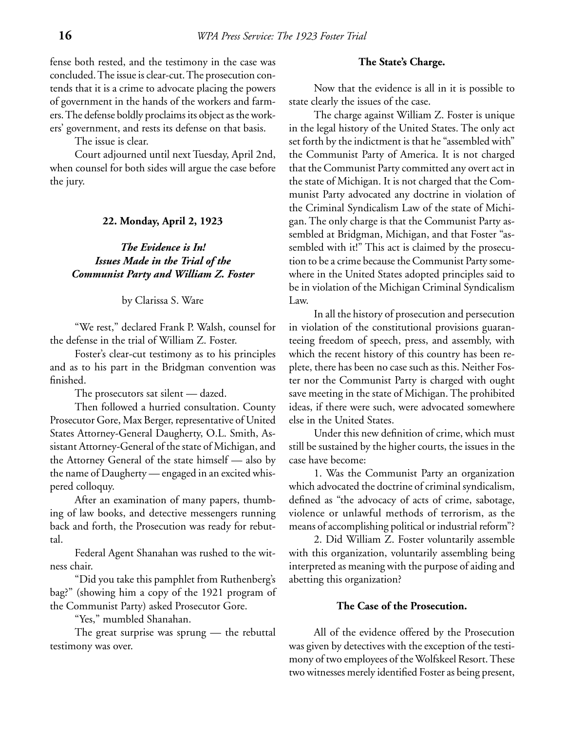fense both rested, and the testimony in the case was concluded. The issue is clear-cut. The prosecution contends that it is a crime to advocate placing the powers of government in the hands of the workers and farmers. The defense boldly proclaims its object as the workers' government, and rests its defense on that basis.

The issue is clear.

Court adjourned until next Tuesday, April 2nd, when counsel for both sides will argue the case before the jury.

## 22. Monday, April 2, 1923

### *The Evidence is In! Issues Made in the Trial of the Communist Party and William Z. Foster*

by Clarissa S. Ware

"We rest," declared Frank P. Walsh, counsel for the defense in the trial of William Z. Foster.

Foster's clear-cut testimony as to his principles and as to his part in the Bridgman convention was finished.

The prosecutors sat silent — dazed.

Then followed a hurried consultation. County Prosecutor Gore, Max Berger, representative of United States Attorney-General Daugherty, O.L. Smith, Assistant Attorney-General of the state of Michigan, and the Attorney General of the state himself — also by the name of Daugherty — engaged in an excited whispered colloquy.

After an examination of many papers, thumbing of law books, and detective messengers running back and forth, the Prosecution was ready for rebuttal.

Federal Agent Shanahan was rushed to the witness chair.

"Did you take this pamphlet from Ruthenberg's bag?" (showing him a copy of the 1921 program of the Communist Party) asked Prosecutor Gore.

"Yes," mumbled Shanahan.

The great surprise was sprung — the rebuttal testimony was over.

#### The State's Charge.

Now that the evidence is all in it is possible to state clearly the issues of the case.

The charge against William Z. Foster is unique in the legal history of the United States. The only act set forth by the indictment is that he "assembled with" the Communist Party of America. It is not charged that the Communist Party committed any overt act in the state of Michigan. It is not charged that the Communist Party advocated any doctrine in violation of the Criminal Syndicalism Law of the state of Michigan. The only charge is that the Communist Party assembled at Bridgman, Michigan, and that Foster "assembled with it!" This act is claimed by the prosecution to be a crime because the Communist Party somewhere in the United States adopted principles said to be in violation of the Michigan Criminal Syndicalism Law.

In all the history of prosecution and persecution in violation of the constitutional provisions guaranteeing freedom of speech, press, and assembly, with which the recent history of this country has been replete, there has been no case such as this. Neither Foster nor the Communist Party is charged with ought save meeting in the state of Michigan. The prohibited ideas, if there were such, were advocated somewhere else in the United States.

Under this new definition of crime, which must still be sustained by the higher courts, the issues in the case have become:

1. Was the Communist Party an organization which advocated the doctrine of criminal syndicalism, defined as "the advocacy of acts of crime, sabotage, violence or unlawful methods of terrorism, as the means of accomplishing political or industrial reform"?

2. Did William Z. Foster voluntarily assemble with this organization, voluntarily assembling being interpreted as meaning with the purpose of aiding and abetting this organization?

#### The Case of the Prosecution.

All of the evidence offered by the Prosecution was given by detectives with the exception of the testimony of two employees of the Wolfskeel Resort. These two witnesses merely identified Foster as being present,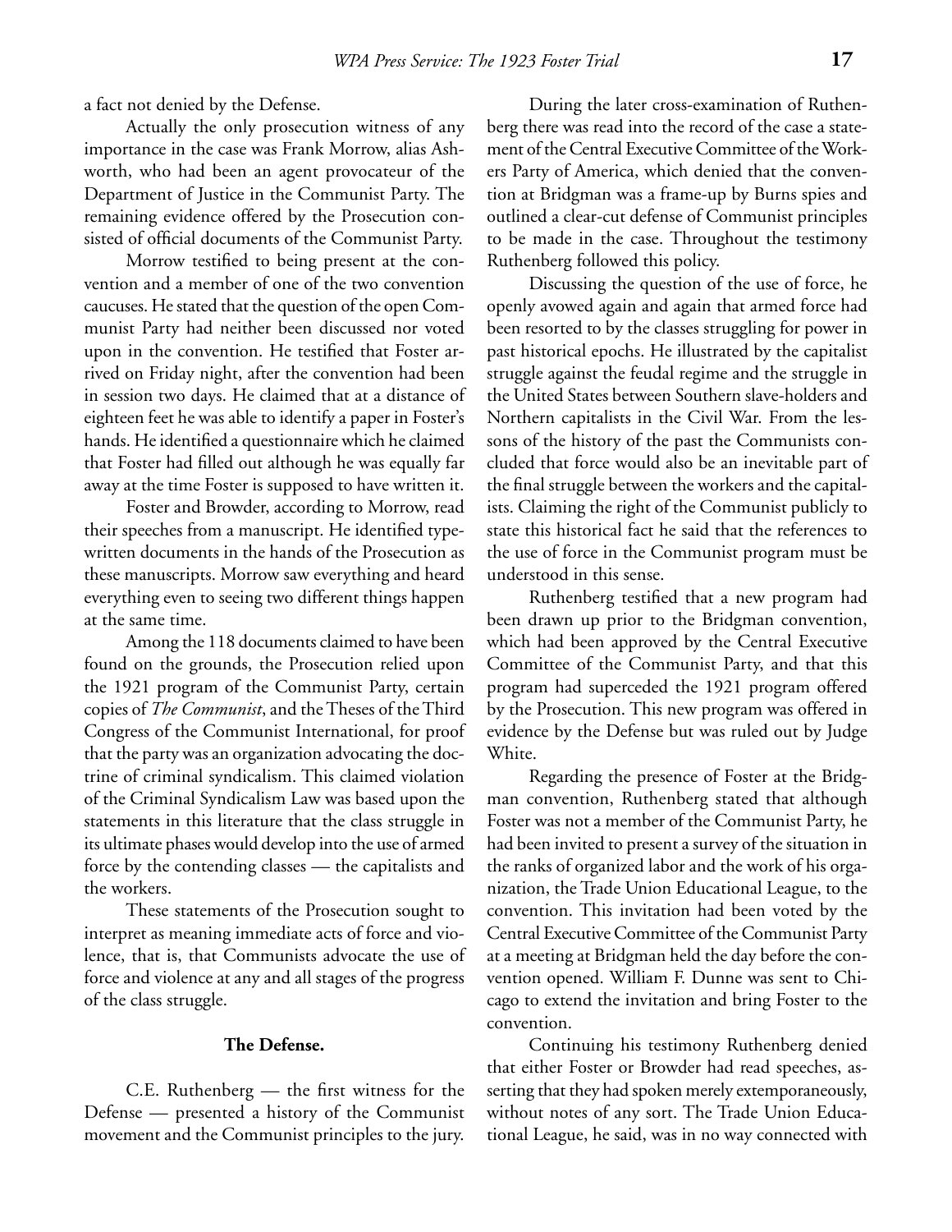a fact not denied by the Defense.

Actually the only prosecution witness of any importance in the case was Frank Morrow, alias Ashworth, who had been an agent provocateur of the Department of Justice in the Communist Party. The remaining evidence offered by the Prosecution consisted of official documents of the Communist Party.

Morrow testified to being present at the convention and a member of one of the two convention caucuses. He stated that the question of the open Communist Party had neither been discussed nor voted upon in the convention. He testified that Foster arrived on Friday night, after the convention had been in session two days. He claimed that at a distance of eighteen feet he was able to identify a paper in Foster's hands. He identified a questionnaire which he claimed that Foster had filled out although he was equally far away at the time Foster is supposed to have written it.

Foster and Browder, according to Morrow, read their speeches from a manuscript. He identified typewritten documents in the hands of the Prosecution as these manuscripts. Morrow saw everything and heard everything even to seeing two different things happen at the same time.

Among the 118 documents claimed to have been found on the grounds, the Prosecution relied upon the 1921 program of the Communist Party, certain copies of *The Communist*, and the Theses of the Third Congress of the Communist International, for proof that the party was an organization advocating the doctrine of criminal syndicalism. This claimed violation of the Criminal Syndicalism Law was based upon the statements in this literature that the class struggle in its ultimate phases would develop into the use of armed force by the contending classes — the capitalists and the workers.

These statements of the Prosecution sought to interpret as meaning immediate acts of force and violence, that is, that Communists advocate the use of force and violence at any and all stages of the progress of the class struggle.

### The Defense.

C.E. Ruthenberg — the first witness for the Defense — presented a history of the Communist movement and the Communist principles to the jury.

During the later cross-examination of Ruthenberg there was read into the record of the case a statement of the Central Executive Committee of the Workers Party of America, which denied that the convention at Bridgman was a frame-up by Burns spies and outlined a clear-cut defense of Communist principles to be made in the case. Throughout the testimony Ruthenberg followed this policy.

Discussing the question of the use of force, he openly avowed again and again that armed force had been resorted to by the classes struggling for power in past historical epochs. He illustrated by the capitalist struggle against the feudal regime and the struggle in the United States between Southern slave-holders and Northern capitalists in the Civil War. From the lessons of the history of the past the Communists concluded that force would also be an inevitable part of the final struggle between the workers and the capitalists. Claiming the right of the Communist publicly to state this historical fact he said that the references to the use of force in the Communist program must be understood in this sense.

Ruthenberg testified that a new program had been drawn up prior to the Bridgman convention, which had been approved by the Central Executive Committee of the Communist Party, and that this program had superceded the 1921 program offered by the Prosecution. This new program was offered in evidence by the Defense but was ruled out by Judge White.

Regarding the presence of Foster at the Bridgman convention, Ruthenberg stated that although Foster was not a member of the Communist Party, he had been invited to present a survey of the situation in the ranks of organized labor and the work of his organization, the Trade Union Educational League, to the convention. This invitation had been voted by the Central Executive Committee of the Communist Party at a meeting at Bridgman held the day before the convention opened. William F. Dunne was sent to Chicago to extend the invitation and bring Foster to the convention.

Continuing his testimony Ruthenberg denied that either Foster or Browder had read speeches, asserting that they had spoken merely extemporaneously, without notes of any sort. The Trade Union Educational League, he said, was in no way connected with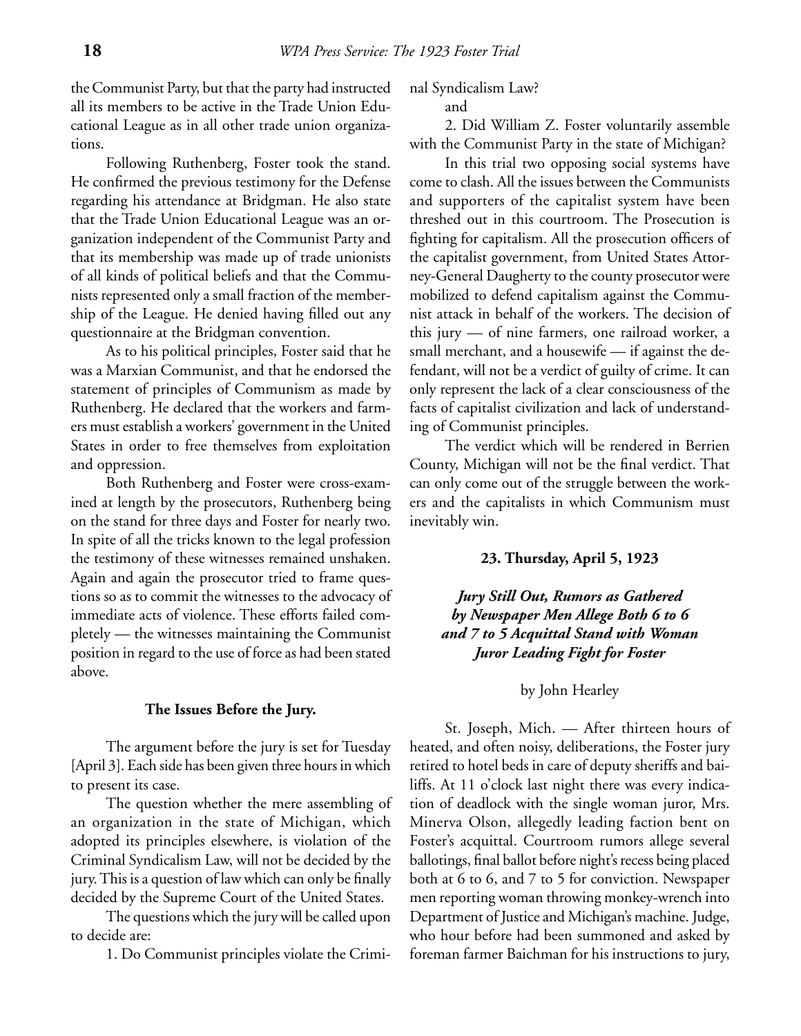the Communist Party, but that the party had instructed all its members to be active in the Trade Union Educational League as in all other trade union organizations.

Following Ruthenberg, Foster took the stand. He confirmed the previous testimony for the Defense regarding his attendance at Bridgman. He also state that the Trade Union Educational League was an organization independent of the Communist Party and that its membership was made up of trade unionists of all kinds of political beliefs and that the Communists represented only a small fraction of the membership of the League. He denied having filled out any questionnaire at the Bridgman convention.

As to his political principles, Foster said that he was a Marxian Communist, and that he endorsed the statement of principles of Communism as made by Ruthenberg. He declared that the workers and farmers must establish a workers' government in the United States in order to free themselves from exploitation and oppression.

Both Ruthenberg and Foster were cross-examined at length by the prosecutors, Ruthenberg being on the stand for three days and Foster for nearly two. In spite of all the tricks known to the legal profession the testimony of these witnesses remained unshaken. Again and again the prosecutor tried to frame questions so as to commit the witnesses to the advocacy of immediate acts of violence. These efforts failed completely — the witnesses maintaining the Communist position in regard to the use of force as had been stated above.

**The Issues Before the Jury.**

The argument before the jury is set for Tuesday [April 3]. Each side has been given three hours in which to present its case.

The question whether the mere assembling of an organization in the state of Michigan, which adopted its principles elsewhere, is violation of the Criminal Syndicalism Law, will not be decided by the jury. This is a question of law which can only be finally decided by the Supreme Court of the United States.

The questions which the jury will be called upon to decide are:

1. Do Communist principles violate the Criminal Syndicalism Law?

and

2. Did William Z. Foster voluntarily assemble with the Communist Party in the state of Michigan?

In this trial two opposing social systems have come to clash. All the issues between the Communists and supporters of the capitalist system have been threshed out in this courtroom. The Prosecution is fighting for capitalism. All the prosecution officers of the capitalist government, from United States Attorney-General Daugherty to the county prosecutor were mobilized to defend capitalism against the Communist attack in behalf of the workers. The decision of this jury — of nine farmers, one railroad worker, a small merchant, and a housewife — if against the defendant, will not be a verdict of guilty of crime. It can only represent the lack of a clear consciousness of the facts of capitalist civilization and lack of understanding of Communist principles.

The verdict which will be rendered in Berrien County, Michigan will not be the final verdict. That can only come out of the struggle between the workers and the capitalists in which Communism must inevitably win.

**23. Thursday, April 5, 1923**

***Jury Still Out, Rumors as Gathered by Newspaper Men Allege Both 6 to 6 and 7 to 5 Acquittal Stand with Woman Juror Leading Fight for Foster***

by John Hearley

St. Joseph, Mich. — After thirteen hours of heated, and often noisy, deliberations, the Foster jury retired to hotel beds in care of deputy sheriffs and bailiffs. At 11 o'clock last night there was every indication of deadlock with the single woman juror, Mrs. Minerva Olson, allegedly leading faction bent on Foster's acquittal. Courtroom rumors allege several ballotings, final ballot before night's recess being placed both at 6 to 6, and 7 to 5 for conviction. Newspaper men reporting woman throwing monkey-wrench into Department of Justice and Michigan's machine. Judge, who hour before had been summoned and asked by foreman farmer Baichman for his instructions to jury,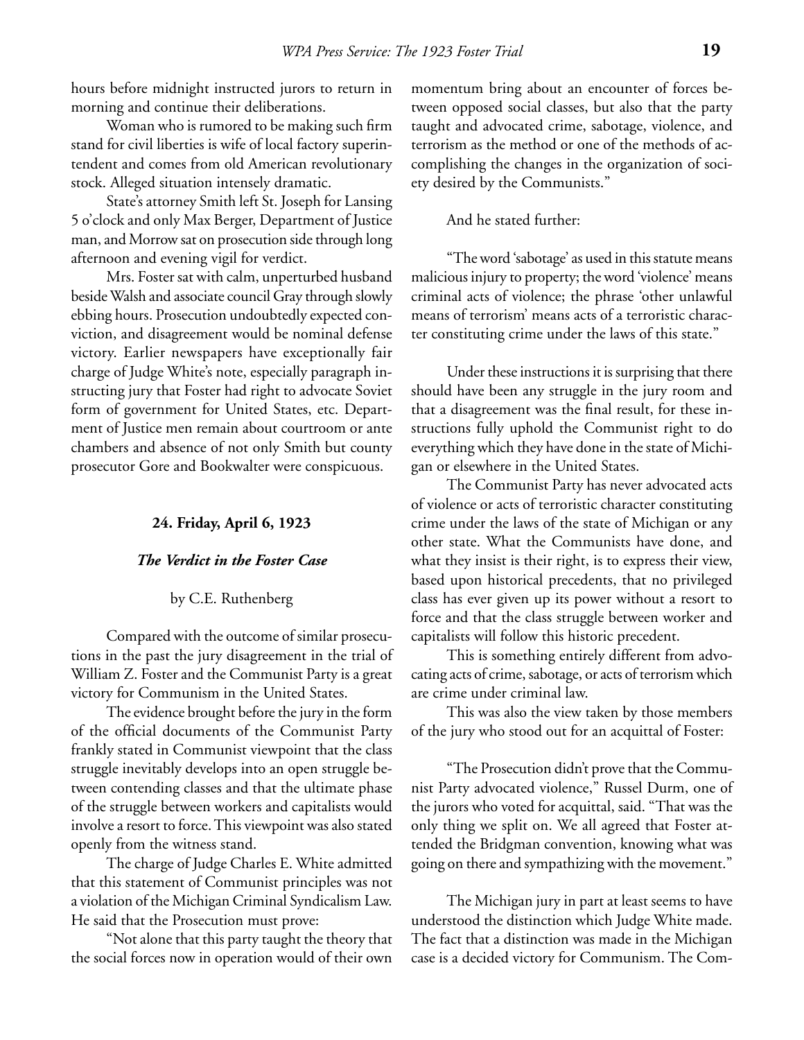hours before midnight instructed jurors to return in morning and continue their deliberations.

Woman who is rumored to be making such firm stand for civil liberties is wife of local factory superintendent and comes from old American revolutionary stock. Alleged situation intensely dramatic.

State's attorney Smith left St. Joseph for Lansing 5 o'clock and only Max Berger, Department of Justice man, and Morrow sat on prosecution side through long afternoon and evening vigil for verdict.

Mrs. Foster sat with calm, unperturbed husband beside Walsh and associate council Gray through slowly ebbing hours. Prosecution undoubtedly expected conviction, and disagreement would be nominal defense victory. Earlier newspapers have exceptionally fair charge of Judge White's note, especially paragraph instructing jury that Foster had right to advocate Soviet form of government for United States, etc. Department of Justice men remain about courtroom or ante chambers and absence of not only Smith but county prosecutor Gore and Bookwalter were conspicuous.

#### 24. Friday, April 6, 1923

### *The Verdict in the Foster Case*

by C.E. Ruthenberg

Compared with the outcome of similar prosecutions in the past the jury disagreement in the trial of William Z. Foster and the Communist Party is a great victory for Communism in the United States.

The evidence brought before the jury in the form of the official documents of the Communist Party frankly stated in Communist viewpoint that the class struggle inevitably develops into an open struggle between contending classes and that the ultimate phase of the struggle between workers and capitalists would involve a resort to force. This viewpoint was also stated openly from the witness stand.

The charge of Judge Charles E. White admitted that this statement of Communist principles was not a violation of the Michigan Criminal Syndicalism Law. He said that the Prosecution must prove:

"Not alone that this party taught the theory that the social forces now in operation would of their own momentum bring about an encounter of forces between opposed social classes, but also that the party taught and advocated crime, sabotage, violence, and terrorism as the method or one of the methods of accomplishing the changes in the organization of society desired by the Communists."

And he stated further:

"The word 'sabotage' as used in this statute means malicious injury to property; the word 'violence' means criminal acts of violence; the phrase 'other unlawful means of terrorism' means acts of a terroristic character constituting crime under the laws of this state."

Under these instructions it is surprising that there should have been any struggle in the jury room and that a disagreement was the final result, for these instructions fully uphold the Communist right to do everything which they have done in the state of Michigan or elsewhere in the United States.

The Communist Party has never advocated acts of violence or acts of terroristic character constituting crime under the laws of the state of Michigan or any other state. What the Communists have done, and what they insist is their right, is to express their view, based upon historical precedents, that no privileged class has ever given up its power without a resort to force and that the class struggle between worker and capitalists will follow this historic precedent.

This is something entirely different from advocating acts of crime, sabotage, or acts of terrorism which are crime under criminal law.

This was also the view taken by those members of the jury who stood out for an acquittal of Foster:

"The Prosecution didn't prove that the Communist Party advocated violence," Russel Durm, one of the jurors who voted for acquittal, said. "That was the only thing we split on. We all agreed that Foster attended the Bridgman convention, knowing what was going on there and sympathizing with the movement."

The Michigan jury in part at least seems to have understood the distinction which Judge White made. The fact that a distinction was made in the Michigan case is a decided victory for Communism. The Com-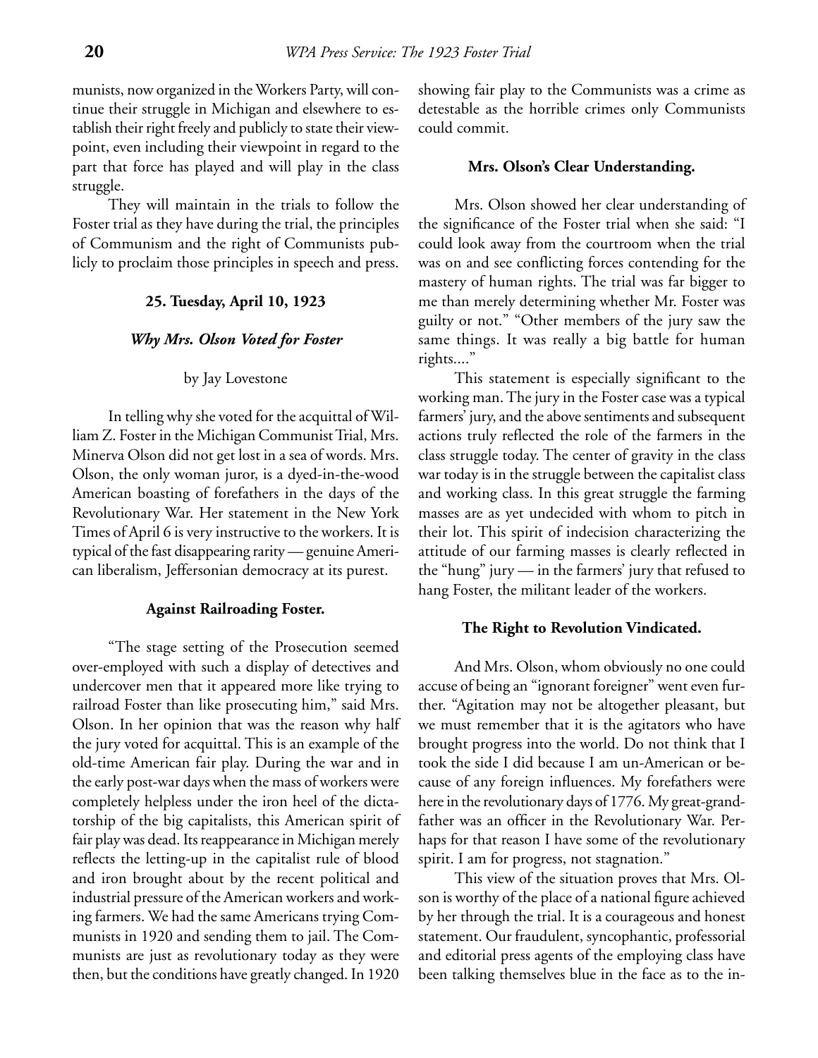munists, now organized in the Workers Party, will continue their struggle in Michigan and elsewhere to establish their right freely and publicly to state their viewpoint, even including their viewpoint in regard to the part that force has played and will play in the class struggle.

They will maintain in the trials to follow the Foster trial as they have during the trial, the principles of Communism and the right of Communists publicly to proclaim those principles in speech and press.

### 25. Tuesday, April 10, 1923

### *Why Mrs. Olson Voted for Foster*

by Jay Lovestone

In telling why she voted for the acquittal of William Z. Foster in the Michigan Communist Trial, Mrs. Minerva Olson did not get lost in a sea of words. Mrs. Olson, the only woman juror, is a dyed-in-the-wood American boasting of forefathers in the days of the Revolutionary War. Her statement in the New York Times of April 6 is very instructive to the workers. It is typical of the fast disappearing rarity — genuine American liberalism, Jeffersonian democracy at its purest.

#### Against Railroading Foster.

"The stage setting of the Prosecution seemed over-employed with such a display of detectives and undercover men that it appeared more like trying to railroad Foster than like prosecuting him," said Mrs. Olson. In her opinion that was the reason why half the jury voted for acquittal. This is an example of the old-time American fair play. During the war and in the early post-war days when the mass of workers were completely helpless under the iron heel of the dictatorship of the big capitalists, this American spirit of fair play was dead. Its reappearance in Michigan merely reflects the letting-up in the capitalist rule of blood and iron brought about by the recent political and industrial pressure of the American workers and working farmers. We had the same Americans trying Communists in 1920 and sending them to jail. The Communists are just as revolutionary today as they were then, but the conditions have greatly changed. In 1920 showing fair play to the Communists was a crime as detestable as the horrible crimes only Communists could commit.

#### Mrs. Olson's Clear Understanding.

Mrs. Olson showed her clear understanding of the significance of the Foster trial when she said: "I could look away from the courtroom when the trial was on and see conflicting forces contending for the mastery of human rights. The trial was far bigger to me than merely determining whether Mr. Foster was guilty or not." "Other members of the jury saw the same things. It was really a big battle for human rights...."

This statement is especially significant to the working man. The jury in the Foster case was a typical farmers' jury, and the above sentiments and subsequent actions truly reflected the role of the farmers in the class struggle today. The center of gravity in the class war today is in the struggle between the capitalist class and working class. In this great struggle the farming masses are as yet undecided with whom to pitch in their lot. This spirit of indecision characterizing the attitude of our farming masses is clearly reflected in the "hung" jury — in the farmers' jury that refused to hang Foster, the militant leader of the workers.

#### The Right to Revolution Vindicated.

And Mrs. Olson, whom obviously no one could accuse of being an "ignorant foreigner" went even further. "Agitation may not be altogether pleasant, but we must remember that it is the agitators who have brought progress into the world. Do not think that I took the side I did because I am un-American or because of any foreign influences. My forefathers were here in the revolutionary days of 1776. My great-grandfather was an officer in the Revolutionary War. Perhaps for that reason I have some of the revolutionary spirit. I am for progress, not stagnation."

This view of the situation proves that Mrs. Olson is worthy of the place of a national figure achieved by her through the trial. It is a courageous and honest statement. Our fraudulent, syncophantic, professorial and editorial press agents of the employing class have been talking themselves blue in the face as to the in-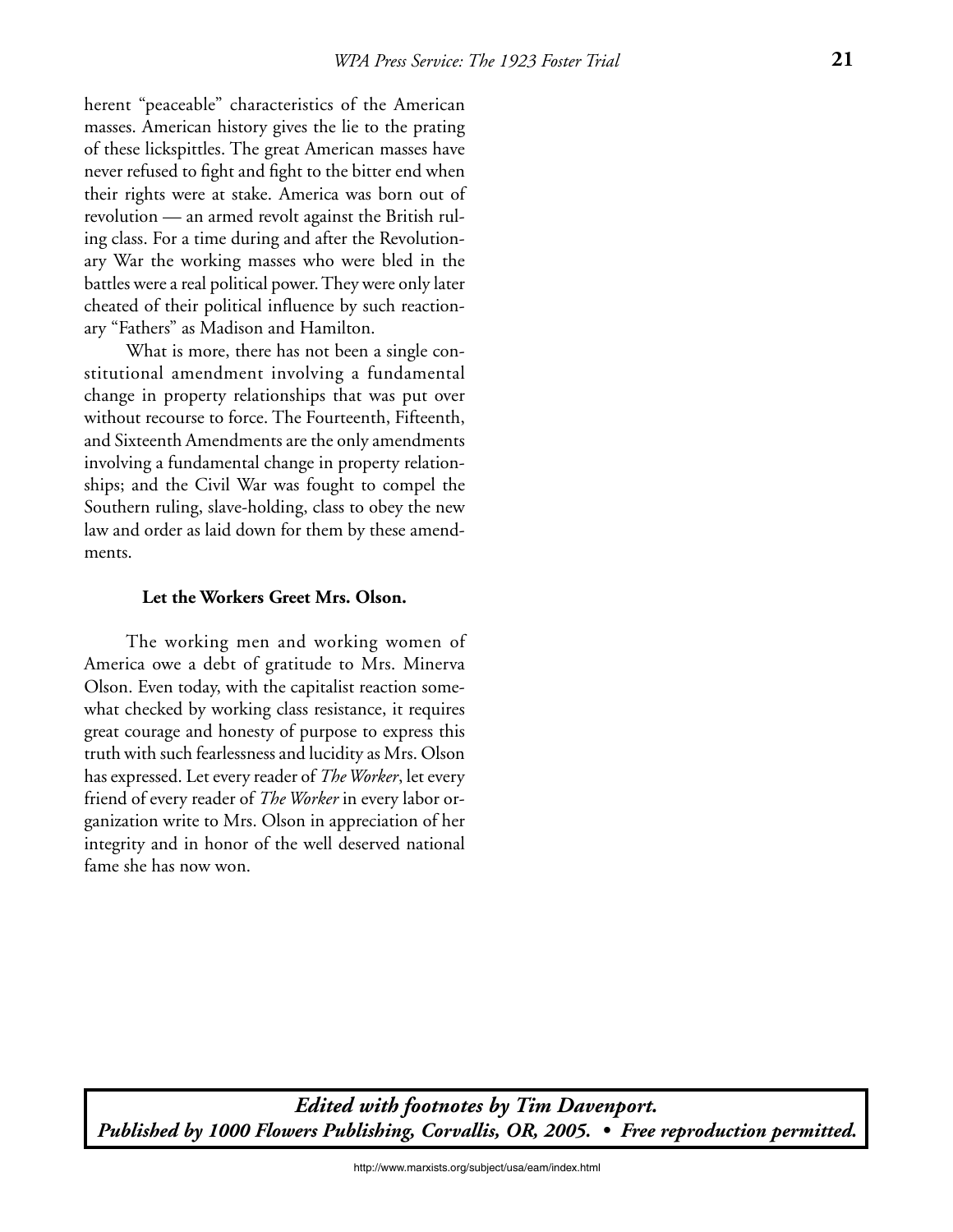herent "peaceable" characteristics of the American masses. American history gives the lie to the prating of these lickspittles. The great American masses have never refused to fight and fight to the bitter end when their rights were at stake. America was born out of revolution — an armed revolt against the British ruling class. For a time during and after the Revolutionary War the working masses who were bled in the battles were a real political power. They were only later cheated of their political influence by such reactionary "Fathers" as Madison and Hamilton.

What is more, there has not been a single constitutional amendment involving a fundamental change in property relationships that was put over without recourse to force. The Fourteenth, Fifteenth, and Sixteenth Amendments are the only amendments involving a fundamental change in property relationships; and the Civil War was fought to compel the Southern ruling, slave-holding, class to obey the new law and order as laid down for them by these amendments.

**Let the Workers Greet Mrs. Olson.**

The working men and working women of America owe a debt of gratitude to Mrs. Minerva Olson. Even today, with the capitalist reaction somewhat checked by working class resistance, it requires great courage and honesty of purpose to express this truth with such fearlessness and lucidity as Mrs. Olson has expressed. Let every reader of *The Worker*, let every friend of every reader of *The Worker* in every labor organization write to Mrs. Olson in appreciation of her integrity and in honor of the well deserved national fame she has now won.

***Edited with footnotes by Tim Davenport.***
***Published by 1000 Flowers Publishing, Corvallis, OR, 2005. • Free reproduction permitted.***

http://www.marxists.org/subject/usa/eam/index.html